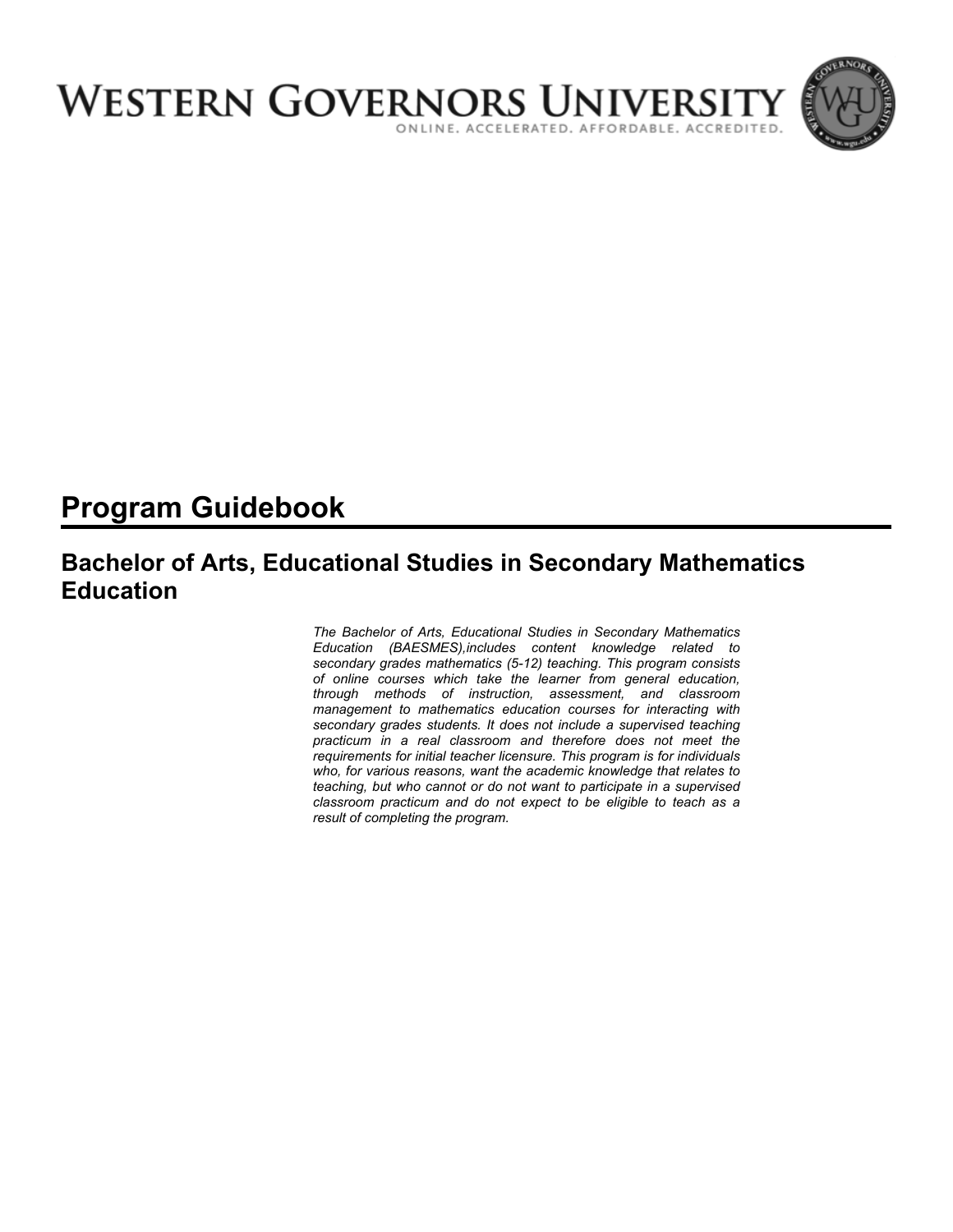# WESTERN GOVERNORS UNIVERSITY

ONLINE. ACCELERATED. AFFORDABLE. ACCREDITED.

# Program Guidebook

## Bachelor of Arts, Educational Studies in Secondary Mathematics Education

*The Bachelor of Arts, Educational Studies in Secondary Mathematics Education (BAESMES),includes content knowledge related to secondary grades mathematics (5-12) teaching. This program consists of online courses which take the learner from general education, through methods of instruction, assessment, and classroom management to mathematics education courses for interacting with secondary grades students. It does not include a supervised teaching practicum in a real classroom and therefore does not meet the requirements for initial teacher licensure. This program is for individuals who, for various reasons, want the academic knowledge that relates to teaching, but who cannot or do not want to participate in a supervised classroom practicum and do not expect to be eligible to teach as a result of completing the program.*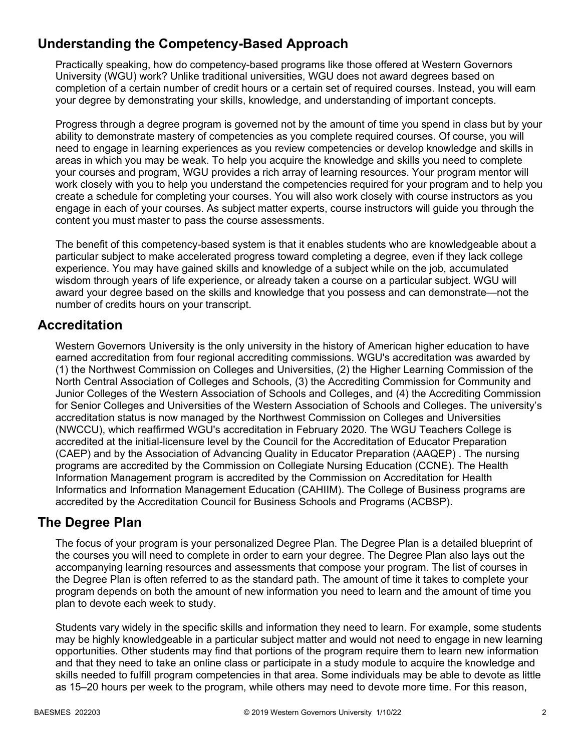## Understanding the Competency-Based Approach

Practically speaking, how do competency-based programs like those offered at Western Governors University (WGU) work? Unlike traditional universities, WGU does not award degrees based on completion of a certain number of credit hours or a certain set of required courses. Instead, you will earn your degree by demonstrating your skills, knowledge, and understanding of important concepts.

Progress through a degree program is governed not by the amount of time you spend in class but by your ability to demonstrate mastery of competencies as you complete required courses. Of course, you will need to engage in learning experiences as you review competencies or develop knowledge and skills in areas in which you may be weak. To help you acquire the knowledge and skills you need to complete your courses and program, WGU provides a rich array of learning resources. Your program mentor will work closely with you to help you understand the competencies required for your program and to help you create a schedule for completing your courses. You will also work closely with course instructors as you engage in each of your courses. As subject matter experts, course instructors will guide you through the content you must master to pass the course assessments.

The benefit of this competency-based system is that it enables students who are knowledgeable about a particular subject to make accelerated progress toward completing a degree, even if they lack college experience. You may have gained skills and knowledge of a subject while on the job, accumulated wisdom through years of life experience, or already taken a course on a particular subject. WGU will award your degree based on the skills and knowledge that you possess and can demonstrate—not the number of credits hours on your transcript.

## Accreditation

Western Governors University is the only university in the history of American higher education to have earned accreditation from four regional accrediting commissions. WGU's accreditation was awarded by (1) the Northwest Commission on Colleges and Universities, (2) the Higher Learning Commission of the North Central Association of Colleges and Schools, (3) the Accrediting Commission for Community and Junior Colleges of the Western Association of Schools and Colleges, and (4) the Accrediting Commission for Senior Colleges and Universities of the Western Association of Schools and Colleges. The university's accreditation status is now managed by the Northwest Commission on Colleges and Universities (NWCCU), which reaffirmed WGU's accreditation in February 2020. The WGU Teachers College is accredited at the initial-licensure level by the Council for the Accreditation of Educator Preparation (CAEP) and by the Association of Advancing Quality in Educator Preparation (AAQEP) . The nursing programs are accredited by the Commission on Collegiate Nursing Education (CCNE). The Health Information Management program is accredited by the Commission on Accreditation for Health Informatics and Information Management Education (CAHIIM). The College of Business programs are accredited by the Accreditation Council for Business Schools and Programs (ACBSP).

## The Degree Plan

The focus of your program is your personalized Degree Plan. The Degree Plan is a detailed blueprint of the courses you will need to complete in order to earn your degree. The Degree Plan also lays out the accompanying learning resources and assessments that compose your program. The list of courses in the Degree Plan is often referred to as the standard path. The amount of time it takes to complete your program depends on both the amount of new information you need to learn and the amount of time you plan to devote each week to study.

Students vary widely in the specific skills and information they need to learn. For example, some students may be highly knowledgeable in a particular subject matter and would not need to engage in new learning opportunities. Other students may find that portions of the program require them to learn new information and that they need to take an online class or participate in a study module to acquire the knowledge and skills needed to fulfill program competencies in that area. Some individuals may be able to devote as little as 15–20 hours per week to the program, while others may need to devote more time. For this reason,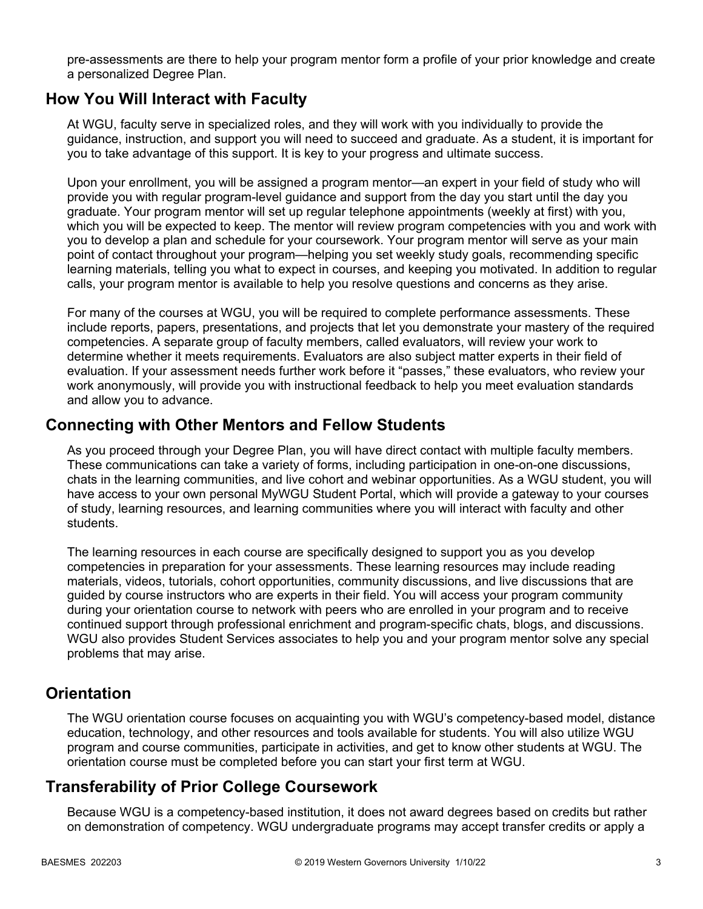pre-assessments are there to help your program mentor form a profile of your prior knowledge and create a personalized Degree Plan.

## How You Will Interact with Faculty

At WGU, faculty serve in specialized roles, and they will work with you individually to provide the guidance, instruction, and support you will need to succeed and graduate. As a student, it is important for you to take advantage of this support. It is key to your progress and ultimate success.

Upon your enrollment, you will be assigned a program mentor—an expert in your field of study who will provide you with regular program-level guidance and support from the day you start until the day you graduate. Your program mentor will set up regular telephone appointments (weekly at first) with you, which you will be expected to keep. The mentor will review program competencies with you and work with you to develop a plan and schedule for your coursework. Your program mentor will serve as your main point of contact throughout your program—helping you set weekly study goals, recommending specific learning materials, telling you what to expect in courses, and keeping you motivated. In addition to regular calls, your program mentor is available to help you resolve questions and concerns as they arise.

For many of the courses at WGU, you will be required to complete performance assessments. These include reports, papers, presentations, and projects that let you demonstrate your mastery of the required competencies. A separate group of faculty members, called evaluators, will review your work to determine whether it meets requirements. Evaluators are also subject matter experts in their field of evaluation. If your assessment needs further work before it "passes," these evaluators, who review your work anonymously, will provide you with instructional feedback to help you meet evaluation standards and allow you to advance.

## Connecting with Other Mentors and Fellow Students

As you proceed through your Degree Plan, you will have direct contact with multiple faculty members. These communications can take a variety of forms, including participation in one-on-one discussions, chats in the learning communities, and live cohort and webinar opportunities. As a WGU student, you will have access to your own personal MyWGU Student Portal, which will provide a gateway to your courses of study, learning resources, and learning communities where you will interact with faculty and other students.

The learning resources in each course are specifically designed to support you as you develop competencies in preparation for your assessments. These learning resources may include reading materials, videos, tutorials, cohort opportunities, community discussions, and live discussions that are guided by course instructors who are experts in their field. You will access your program community during your orientation course to network with peers who are enrolled in your program and to receive continued support through professional enrichment and program-specific chats, blogs, and discussions. WGU also provides Student Services associates to help you and your program mentor solve any special problems that may arise.

## Orientation

The WGU orientation course focuses on acquainting you with WGU's competency-based model, distance education, technology, and other resources and tools available for students. You will also utilize WGU program and course communities, participate in activities, and get to know other students at WGU. The orientation course must be completed before you can start your first term at WGU.

## Transferability of Prior College Coursework

Because WGU is a competency-based institution, it does not award degrees based on credits but rather on demonstration of competency. WGU undergraduate programs may accept transfer credits or apply a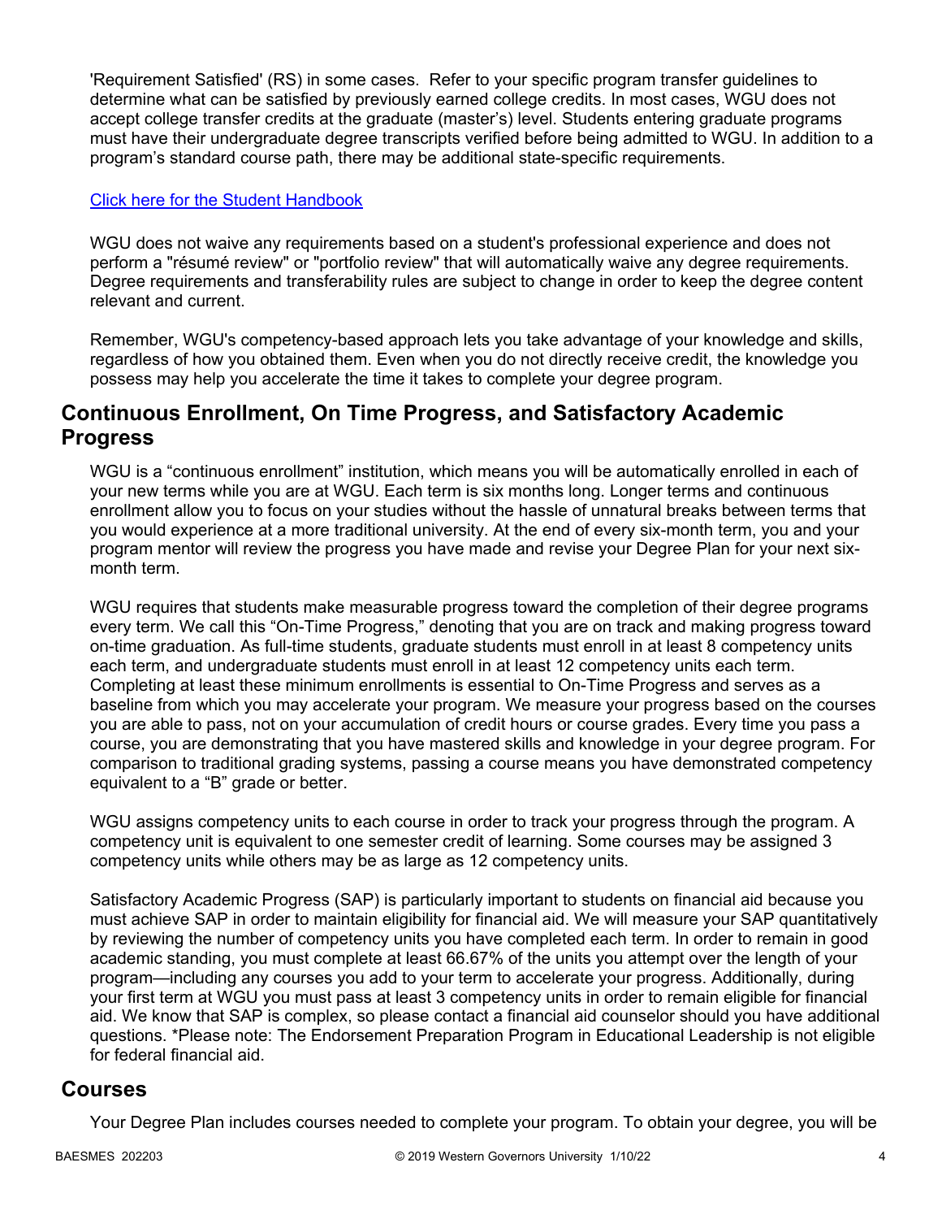'Requirement Satisfied' (RS) in some cases. Refer to your specific program transfer guidelines to determine what can be satisfied by previously earned college credits. In most cases, WGU does not accept college transfer credits at the graduate (master's) level. Students entering graduate programs must have their undergraduate degree transcripts verified before being admitted to WGU. In addition to a program's standard course path, there may be additional state-specific requirements.

[Click here for the Student Handbook]

WGU does not waive any requirements based on a student's professional experience and does not perform a "résumé review" or "portfolio review" that will automatically waive any degree requirements. Degree requirements and transferability rules are subject to change in order to keep the degree content relevant and current.

Remember, WGU's competency-based approach lets you take advantage of your knowledge and skills, regardless of how you obtained them. Even when you do not directly receive credit, the knowledge you possess may help you accelerate the time it takes to complete your degree program.

## Continuous Enrollment, On Time Progress, and Satisfactory Academic Progress

WGU is a "continuous enrollment" institution, which means you will be automatically enrolled in each of your new terms while you are at WGU. Each term is six months long. Longer terms and continuous enrollment allow you to focus on your studies without the hassle of unnatural breaks between terms that you would experience at a more traditional university. At the end of every six-month term, you and your program mentor will review the progress you have made and revise your Degree Plan for your next six-month term.

WGU requires that students make measurable progress toward the completion of their degree programs every term. We call this "On-Time Progress," denoting that you are on track and making progress toward on-time graduation. As full-time students, graduate students must enroll in at least 8 competency units each term, and undergraduate students must enroll in at least 12 competency units each term. Completing at least these minimum enrollments is essential to On-Time Progress and serves as a baseline from which you may accelerate your program. We measure your progress based on the courses you are able to pass, not on your accumulation of credit hours or course grades. Every time you pass a course, you are demonstrating that you have mastered skills and knowledge in your degree program. For comparison to traditional grading systems, passing a course means you have demonstrated competency equivalent to a "B" grade or better.

WGU assigns competency units to each course in order to track your progress through the program. A competency unit is equivalent to one semester credit of learning. Some courses may be assigned 3 competency units while others may be as large as 12 competency units.

Satisfactory Academic Progress (SAP) is particularly important to students on financial aid because you must achieve SAP in order to maintain eligibility for financial aid. We will measure your SAP quantitatively by reviewing the number of competency units you have completed each term. In order to remain in good academic standing, you must complete at least 66.67% of the units you attempt over the length of your program—including any courses you add to your term to accelerate your progress. Additionally, during your first term at WGU you must pass at least 3 competency units in order to remain eligible for financial aid. We know that SAP is complex, so please contact a financial aid counselor should you have additional questions. *Please note: The Endorsement Preparation Program in Educational Leadership is not eligible for federal financial aid.

## Courses

Your Degree Plan includes courses needed to complete your program. To obtain your degree, you will be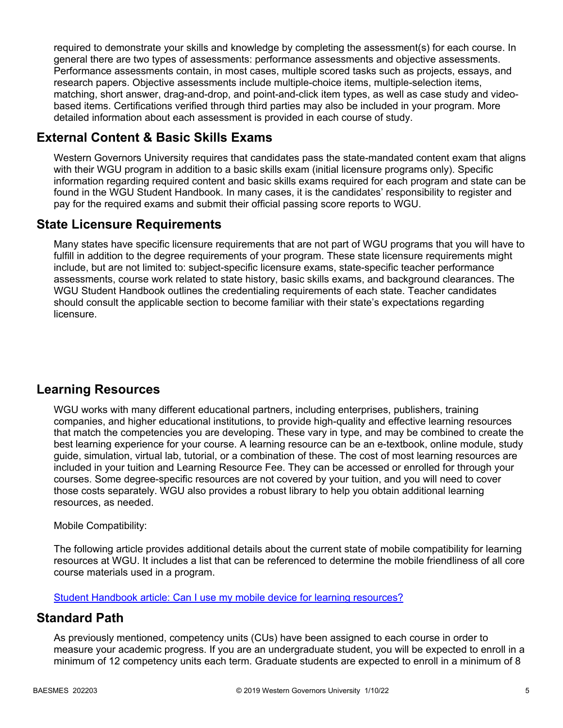required to demonstrate your skills and knowledge by completing the assessment(s) for each course. In general there are two types of assessments: performance assessments and objective assessments. Performance assessments contain, in most cases, multiple scored tasks such as projects, essays, and research papers. Objective assessments include multiple-choice items, multiple-selection items, matching, short answer, drag-and-drop, and point-and-click item types, as well as case study and video-based items. Certifications verified through third parties may also be included in your program. More detailed information about each assessment is provided in each course of study.

## External Content & Basic Skills Exams

Western Governors University requires that candidates pass the state-mandated content exam that aligns with their WGU program in addition to a basic skills exam (initial licensure programs only). Specific information regarding required content and basic skills exams required for each program and state can be found in the WGU Student Handbook. In many cases, it is the candidates' responsibility to register and pay for the required exams and submit their official passing score reports to WGU.

## State Licensure Requirements

Many states have specific licensure requirements that are not part of WGU programs that you will have to fulfill in addition to the degree requirements of your program. These state licensure requirements might include, but are not limited to: subject-specific licensure exams, state-specific teacher performance assessments, course work related to state history, basic skills exams, and background clearances. The WGU Student Handbook outlines the credentialing requirements of each state. Teacher candidates should consult the applicable section to become familiar with their state's expectations regarding licensure.

## Learning Resources

WGU works with many different educational partners, including enterprises, publishers, training companies, and higher educational institutions, to provide high-quality and effective learning resources that match the competencies you are developing. These vary in type, and may be combined to create the best learning experience for your course. A learning resource can be an e-textbook, online module, study guide, simulation, virtual lab, tutorial, or a combination of these. The cost of most learning resources are included in your tuition and Learning Resource Fee. They can be accessed or enrolled for through your courses. Some degree-specific resources are not covered by your tuition, and you will need to cover those costs separately. WGU also provides a robust library to help you obtain additional learning resources, as needed.

Mobile Compatibility:

The following article provides additional details about the current state of mobile compatibility for learning resources at WGU. It includes a list that can be referenced to determine the mobile friendliness of all core course materials used in a program.

[Student Handbook article: Can I use my mobile device for learning resources?]

## Standard Path

As previously mentioned, competency units (CUs) have been assigned to each course in order to measure your academic progress. If you are an undergraduate student, you will be expected to enroll in a minimum of 12 competency units each term. Graduate students are expected to enroll in a minimum of 8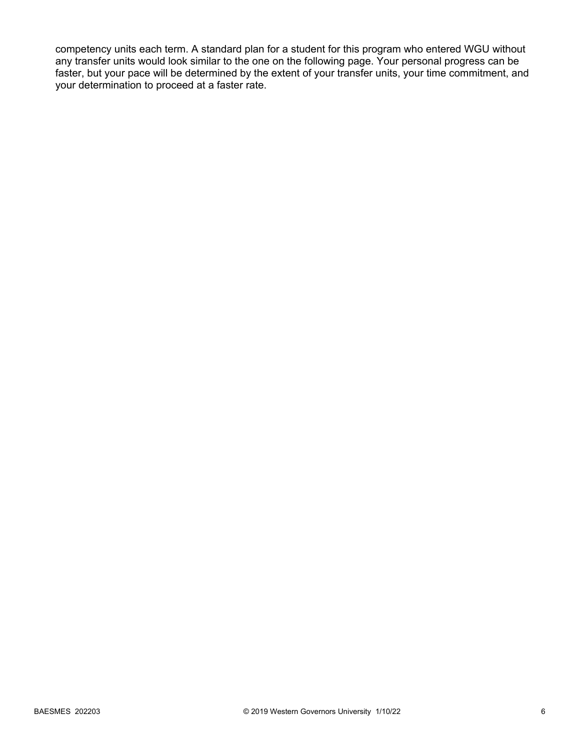competency units each term. A standard plan for a student for this program who entered WGU without any transfer units would look similar to the one on the following page. Your personal progress can be faster, but your pace will be determined by the extent of your transfer units, your time commitment, and your determination to proceed at a faster rate.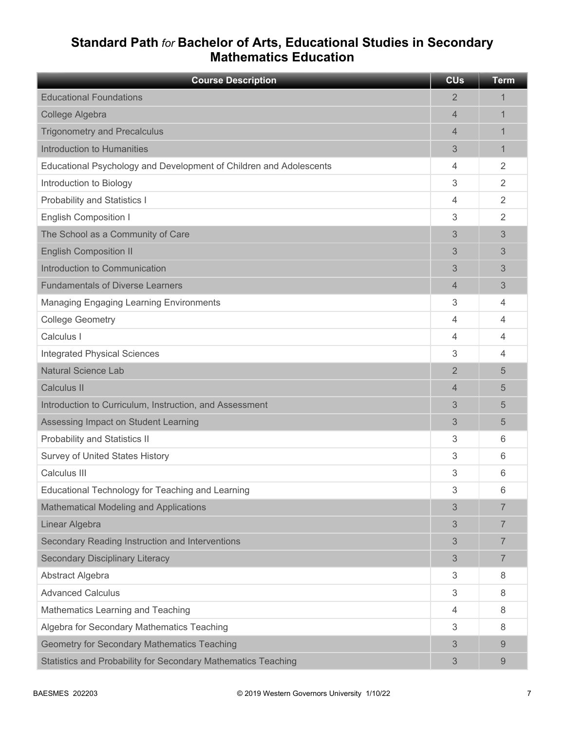# Standard Path *for* Bachelor of Arts, Educational Studies in Secondary Mathematics Education

| Course Description | CUs | Term |
|---|---|---|
| Educational Foundations | 2 | 1 |
| College Algebra | 4 | 1 |
| Trigonometry and Precalculus | 4 | 1 |
| Introduction to Humanities | 3 | 1 |
| Educational Psychology and Development of Children and Adolescents | 4 | 2 |
| Introduction to Biology | 3 | 2 |
| Probability and Statistics I | 4 | 2 |
| English Composition I | 3 | 2 |
| The School as a Community of Care | 3 | 3 |
| English Composition II | 3 | 3 |
| Introduction to Communication | 3 | 3 |
| Fundamentals of Diverse Learners | 4 | 3 |
| Managing Engaging Learning Environments | 3 | 4 |
| College Geometry | 4 | 4 |
| Calculus I | 4 | 4 |
| Integrated Physical Sciences | 3 | 4 |
| Natural Science Lab | 2 | 5 |
| Calculus II | 4 | 5 |
| Introduction to Curriculum, Instruction, and Assessment | 3 | 5 |
| Assessing Impact on Student Learning | 3 | 5 |
| Probability and Statistics II | 3 | 6 |
| Survey of United States History | 3 | 6 |
| Calculus III | 3 | 6 |
| Educational Technology for Teaching and Learning | 3 | 6 |
| Mathematical Modeling and Applications | 3 | 7 |
| Linear Algebra | 3 | 7 |
| Secondary Reading Instruction and Interventions | 3 | 7 |
| Secondary Disciplinary Literacy | 3 | 7 |
| Abstract Algebra | 3 | 8 |
| Advanced Calculus | 3 | 8 |
| Mathematics Learning and Teaching | 4 | 8 |
| Algebra for Secondary Mathematics Teaching | 3 | 8 |
| Geometry for Secondary Mathematics Teaching | 3 | 9 |
| Statistics and Probability for Secondary Mathematics Teaching | 3 | 9 |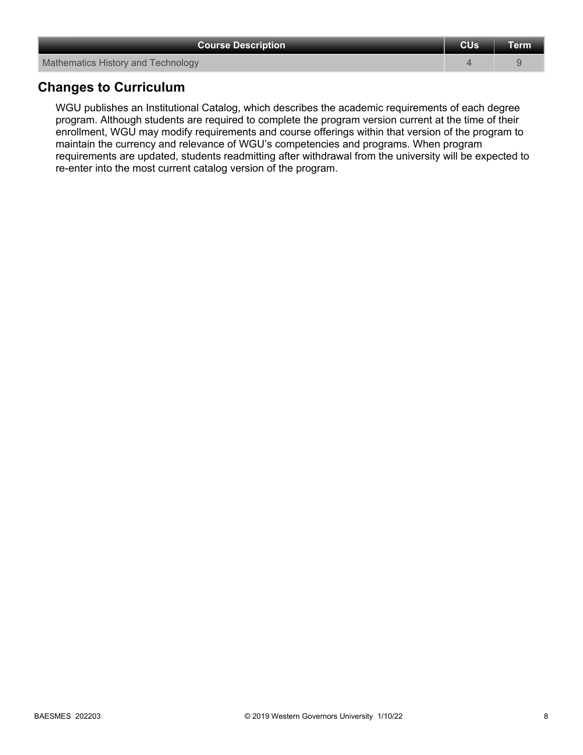| Course Description | CUs | Term |
| --- | --- | --- |
| Mathematics History and Technology | 4 | 9 |

## Changes to Curriculum

WGU publishes an Institutional Catalog, which describes the academic requirements of each degree program. Although students are required to complete the program version current at the time of their enrollment, WGU may modify requirements and course offerings within that version of the program to maintain the currency and relevance of WGU's competencies and programs. When program requirements are updated, students readmitting after withdrawal from the university will be expected to re-enter into the most current catalog version of the program.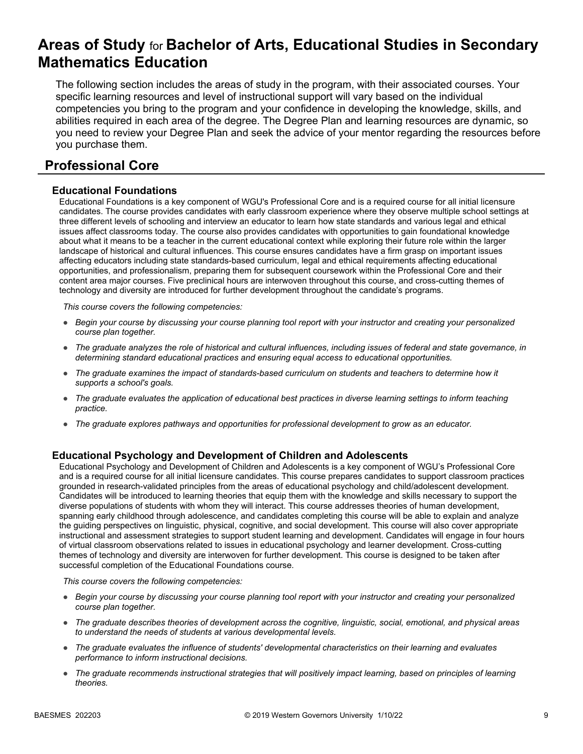# Areas of Study for Bachelor of Arts, Educational Studies in Secondary Mathematics Education

The following section includes the areas of study in the program, with their associated courses. Your specific learning resources and level of instructional support will vary based on the individual competencies you bring to the program and your confidence in developing the knowledge, skills, and abilities required in each area of the degree. The Degree Plan and learning resources are dynamic, so you need to review your Degree Plan and seek the advice of your mentor regarding the resources before you purchase them.

## Professional Core

### Educational Foundations

Educational Foundations is a key component of WGU's Professional Core and is a required course for all initial licensure candidates. The course provides candidates with early classroom experience where they observe multiple school settings at three different levels of schooling and interview an educator to learn how state standards and various legal and ethical issues affect classrooms today. The course also provides candidates with opportunities to gain foundational knowledge about what it means to be a teacher in the current educational context while exploring their future role within the larger landscape of historical and cultural influences. This course ensures candidates have a firm grasp on important issues affecting educators including state standards-based curriculum, legal and ethical requirements affecting educational opportunities, and professionalism, preparing them for subsequent coursework within the Professional Core and their content area major courses. Five preclinical hours are interwoven throughout this course, and cross-cutting themes of technology and diversity are introduced for further development throughout the candidate's programs.

*This course covers the following competencies:*

- *Begin your course by discussing your course planning tool report with your instructor and creating your personalized course plan together.*
- *The graduate analyzes the role of historical and cultural influences, including issues of federal and state governance, in determining standard educational practices and ensuring equal access to educational opportunities.*
- *The graduate examines the impact of standards-based curriculum on students and teachers to determine how it supports a school's goals.*
- *The graduate evaluates the application of educational best practices in diverse learning settings to inform teaching practice.*
- *The graduate explores pathways and opportunities for professional development to grow as an educator.*

### Educational Psychology and Development of Children and Adolescents

Educational Psychology and Development of Children and Adolescents is a key component of WGU's Professional Core and is a required course for all initial licensure candidates. This course prepares candidates to support classroom practices grounded in research-validated principles from the areas of educational psychology and child/adolescent development. Candidates will be introduced to learning theories that equip them with the knowledge and skills necessary to support the diverse populations of students with whom they will interact. This course addresses theories of human development, spanning early childhood through adolescence, and candidates completing this course will be able to explain and analyze the guiding perspectives on linguistic, physical, cognitive, and social development. This course will also cover appropriate instructional and assessment strategies to support student learning and development. Candidates will engage in four hours of virtual classroom observations related to issues in educational psychology and learner development. Cross-cutting themes of technology and diversity are interwoven for further development. This course is designed to be taken after successful completion of the Educational Foundations course.

*This course covers the following competencies:*

- *Begin your course by discussing your course planning tool report with your instructor and creating your personalized course plan together.*
- *The graduate describes theories of development across the cognitive, linguistic, social, emotional, and physical areas to understand the needs of students at various developmental levels.*
- *The graduate evaluates the influence of students' developmental characteristics on their learning and evaluates performance to inform instructional decisions.*
- *The graduate recommends instructional strategies that will positively impact learning, based on principles of learning theories.*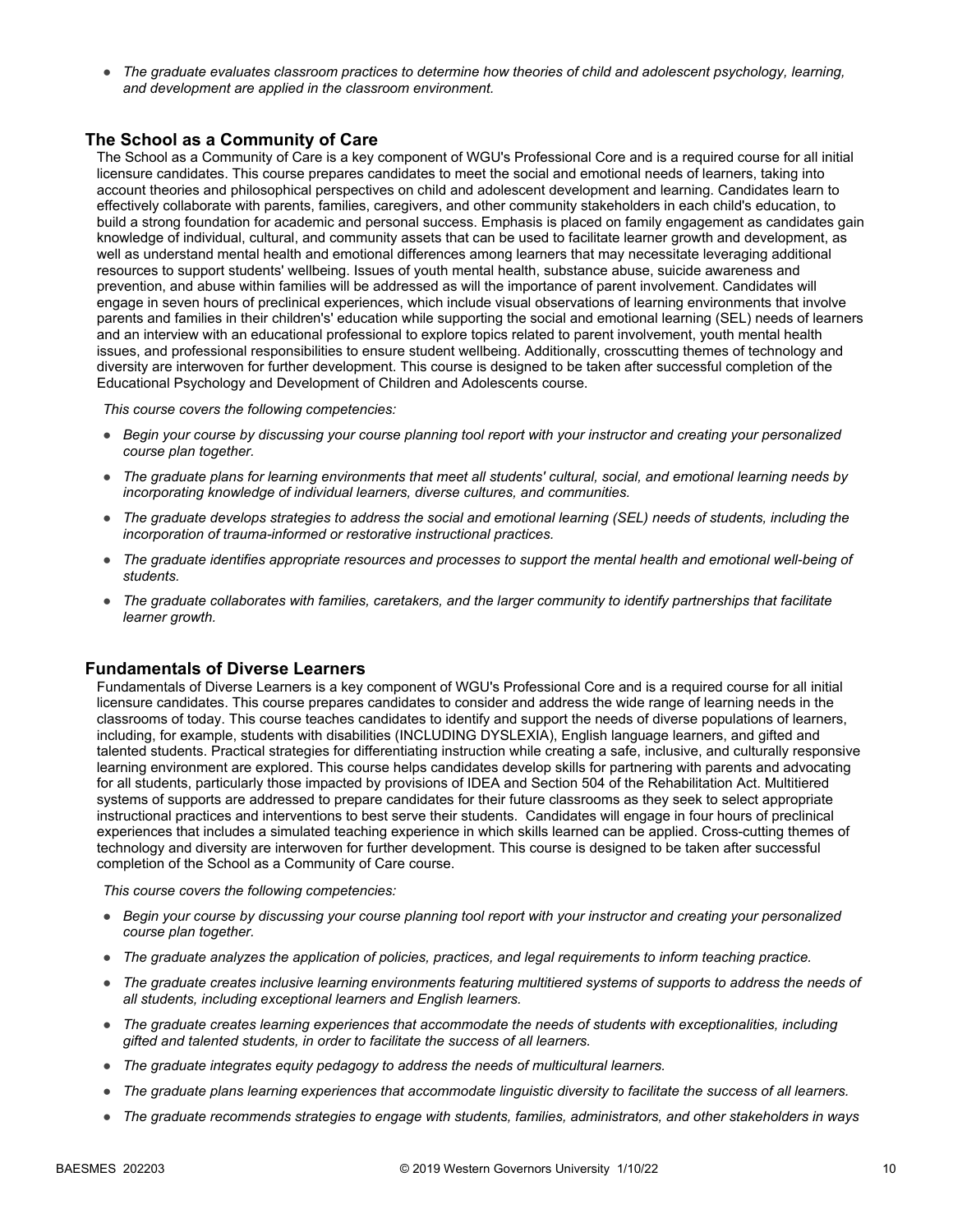- *The graduate evaluates classroom practices to determine how theories of child and adolescent psychology, learning, and development are applied in the classroom environment.*

## The School as a Community of Care

The School as a Community of Care is a key component of WGU's Professional Core and is a required course for all initial licensure candidates. This course prepares candidates to meet the social and emotional needs of learners, taking into account theories and philosophical perspectives on child and adolescent development and learning. Candidates learn to effectively collaborate with parents, families, caregivers, and other community stakeholders in each child's education, to build a strong foundation for academic and personal success. Emphasis is placed on family engagement as candidates gain knowledge of individual, cultural, and community assets that can be used to facilitate learner growth and development, as well as understand mental health and emotional differences among learners that may necessitate leveraging additional resources to support students' wellbeing. Issues of youth mental health, substance abuse, suicide awareness and prevention, and abuse within families will be addressed as will the importance of parent involvement. Candidates will engage in seven hours of preclinical experiences, which include visual observations of learning environments that involve parents and families in their children's' education while supporting the social and emotional learning (SEL) needs of learners and an interview with an educational professional to explore topics related to parent involvement, youth mental health issues, and professional responsibilities to ensure student wellbeing. Additionally, crosscutting themes of technology and diversity are interwoven for further development. This course is designed to be taken after successful completion of the Educational Psychology and Development of Children and Adolescents course.

*This course covers the following competencies:*

- *Begin your course by discussing your course planning tool report with your instructor and creating your personalized course plan together.*
- *The graduate plans for learning environments that meet all students' cultural, social, and emotional learning needs by incorporating knowledge of individual learners, diverse cultures, and communities.*
- *The graduate develops strategies to address the social and emotional learning (SEL) needs of students, including the incorporation of trauma-informed or restorative instructional practices.*
- *The graduate identifies appropriate resources and processes to support the mental health and emotional well-being of students.*
- *The graduate collaborates with families, caretakers, and the larger community to identify partnerships that facilitate learner growth.*

## Fundamentals of Diverse Learners

Fundamentals of Diverse Learners is a key component of WGU's Professional Core and is a required course for all initial licensure candidates. This course prepares candidates to consider and address the wide range of learning needs in the classrooms of today. This course teaches candidates to identify and support the needs of diverse populations of learners, including, for example, students with disabilities (INCLUDING DYSLEXIA), English language learners, and gifted and talented students. Practical strategies for differentiating instruction while creating a safe, inclusive, and culturally responsive learning environment are explored. This course helps candidates develop skills for partnering with parents and advocating for all students, particularly those impacted by provisions of IDEA and Section 504 of the Rehabilitation Act. Multitiered systems of supports are addressed to prepare candidates for their future classrooms as they seek to select appropriate instructional practices and interventions to best serve their students. Candidates will engage in four hours of preclinical experiences that includes a simulated teaching experience in which skills learned can be applied. Cross-cutting themes of technology and diversity are interwoven for further development. This course is designed to be taken after successful completion of the School as a Community of Care course.

*This course covers the following competencies:*

- *Begin your course by discussing your course planning tool report with your instructor and creating your personalized course plan together.*
- *The graduate analyzes the application of policies, practices, and legal requirements to inform teaching practice.*
- *The graduate creates inclusive learning environments featuring multitiered systems of supports to address the needs of all students, including exceptional learners and English learners.*
- *The graduate creates learning experiences that accommodate the needs of students with exceptionalities, including gifted and talented students, in order to facilitate the success of all learners.*
- *The graduate integrates equity pedagogy to address the needs of multicultural learners.*
- *The graduate plans learning experiences that accommodate linguistic diversity to facilitate the success of all learners.*
- *The graduate recommends strategies to engage with students, families, administrators, and other stakeholders in ways*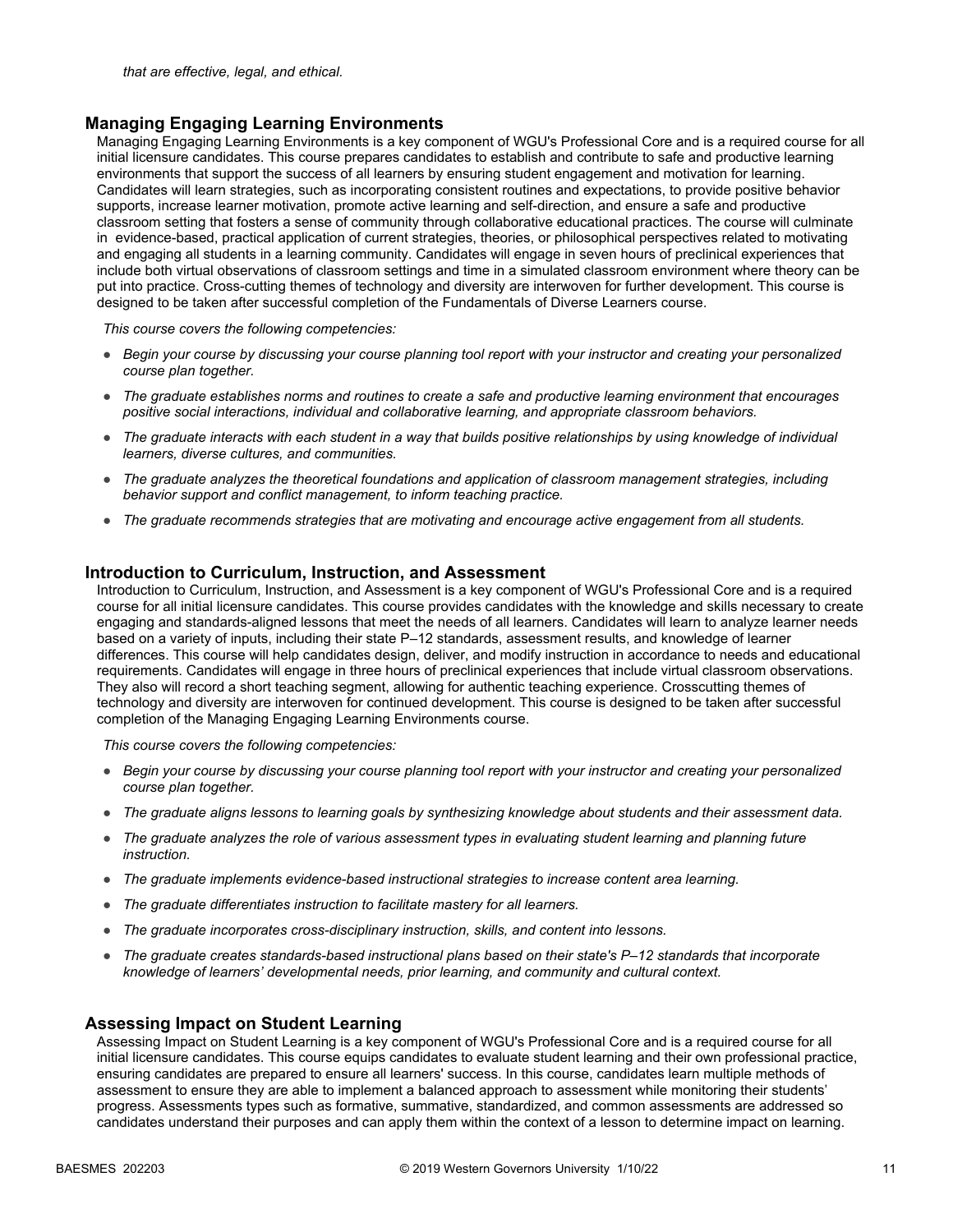*that are effective, legal, and ethical.*

### Managing Engaging Learning Environments

Managing Engaging Learning Environments is a key component of WGU's Professional Core and is a required course for all initial licensure candidates. This course prepares candidates to establish and contribute to safe and productive learning environments that support the success of all learners by ensuring student engagement and motivation for learning. Candidates will learn strategies, such as incorporating consistent routines and expectations, to provide positive behavior supports, increase learner motivation, promote active learning and self-direction, and ensure a safe and productive classroom setting that fosters a sense of community through collaborative educational practices. The course will culminate in evidence-based, practical application of current strategies, theories, or philosophical perspectives related to motivating and engaging all students in a learning community. Candidates will engage in seven hours of preclinical experiences that include both virtual observations of classroom settings and time in a simulated classroom environment where theory can be put into practice. Cross-cutting themes of technology and diversity are interwoven for further development. This course is designed to be taken after successful completion of the Fundamentals of Diverse Learners course.

*This course covers the following competencies:*

- *Begin your course by discussing your course planning tool report with your instructor and creating your personalized course plan together.*
- *The graduate establishes norms and routines to create a safe and productive learning environment that encourages positive social interactions, individual and collaborative learning, and appropriate classroom behaviors.*
- *The graduate interacts with each student in a way that builds positive relationships by using knowledge of individual learners, diverse cultures, and communities.*
- *The graduate analyzes the theoretical foundations and application of classroom management strategies, including behavior support and conflict management, to inform teaching practice.*
- *The graduate recommends strategies that are motivating and encourage active engagement from all students.*

### Introduction to Curriculum, Instruction, and Assessment

Introduction to Curriculum, Instruction, and Assessment is a key component of WGU's Professional Core and is a required course for all initial licensure candidates. This course provides candidates with the knowledge and skills necessary to create engaging and standards-aligned lessons that meet the needs of all learners. Candidates will learn to analyze learner needs based on a variety of inputs, including their state P–12 standards, assessment results, and knowledge of learner differences. This course will help candidates design, deliver, and modify instruction in accordance to needs and educational requirements. Candidates will engage in three hours of preclinical experiences that include virtual classroom observations. They also will record a short teaching segment, allowing for authentic teaching experience. Crosscutting themes of technology and diversity are interwoven for continued development. This course is designed to be taken after successful completion of the Managing Engaging Learning Environments course.

*This course covers the following competencies:*

- *Begin your course by discussing your course planning tool report with your instructor and creating your personalized course plan together.*
- *The graduate aligns lessons to learning goals by synthesizing knowledge about students and their assessment data.*
- *The graduate analyzes the role of various assessment types in evaluating student learning and planning future instruction.*
- *The graduate implements evidence-based instructional strategies to increase content area learning.*
- *The graduate differentiates instruction to facilitate mastery for all learners.*
- *The graduate incorporates cross-disciplinary instruction, skills, and content into lessons.*
- *The graduate creates standards-based instructional plans based on their state's P–12 standards that incorporate knowledge of learners' developmental needs, prior learning, and community and cultural context.*

### Assessing Impact on Student Learning

Assessing Impact on Student Learning is a key component of WGU's Professional Core and is a required course for all initial licensure candidates. This course equips candidates to evaluate student learning and their own professional practice, ensuring candidates are prepared to ensure all learners' success. In this course, candidates learn multiple methods of assessment to ensure they are able to implement a balanced approach to assessment while monitoring their students' progress. Assessments types such as formative, summative, standardized, and common assessments are addressed so candidates understand their purposes and can apply them within the context of a lesson to determine impact on learning.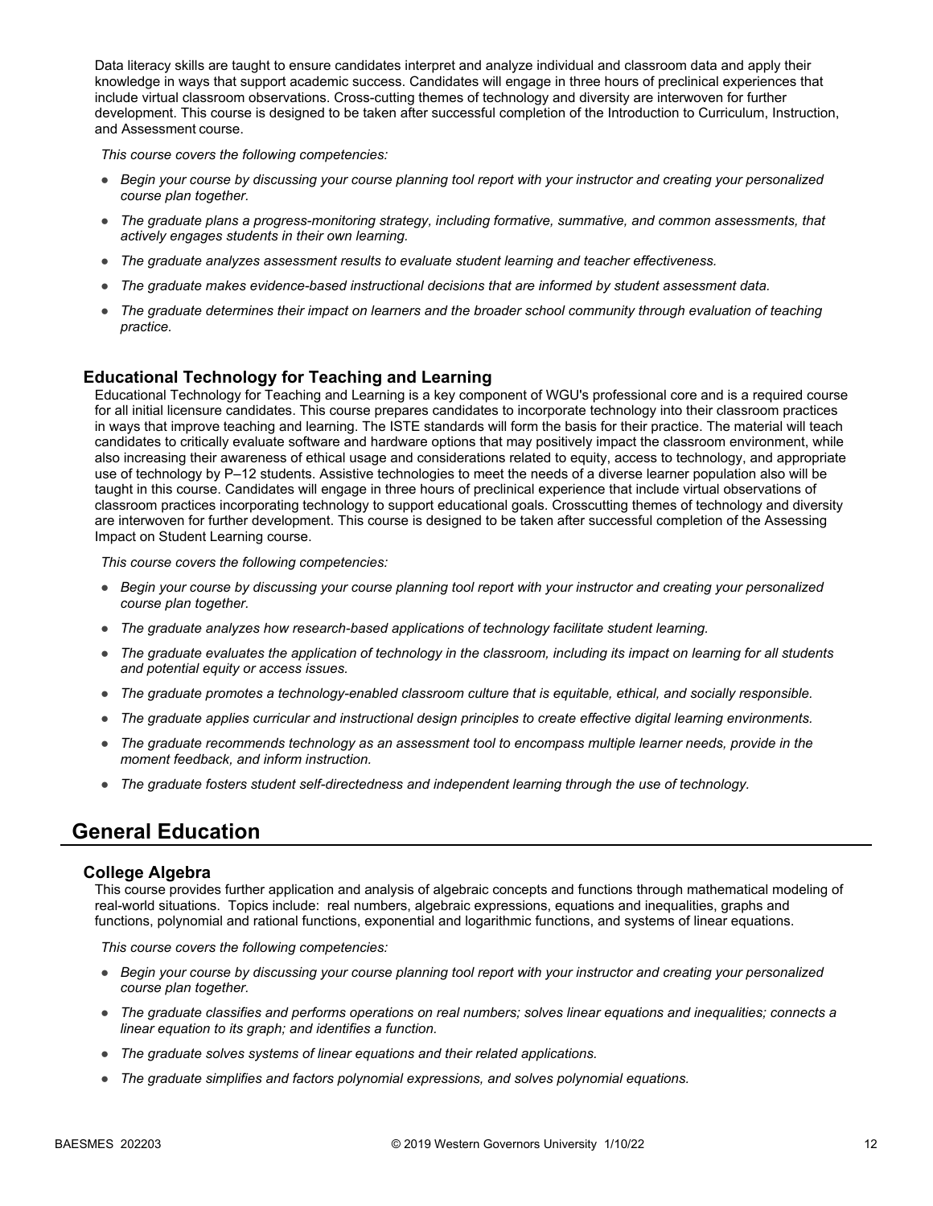Data literacy skills are taught to ensure candidates interpret and analyze individual and classroom data and apply their knowledge in ways that support academic success. Candidates will engage in three hours of preclinical experiences that include virtual classroom observations. Cross-cutting themes of technology and diversity are interwoven for further development. This course is designed to be taken after successful completion of the Introduction to Curriculum, Instruction, and Assessment course.

*This course covers the following competencies:*

- *Begin your course by discussing your course planning tool report with your instructor and creating your personalized course plan together.*
- *The graduate plans a progress-monitoring strategy, including formative, summative, and common assessments, that actively engages students in their own learning.*
- *The graduate analyzes assessment results to evaluate student learning and teacher effectiveness.*
- *The graduate makes evidence-based instructional decisions that are informed by student assessment data.*
- *The graduate determines their impact on learners and the broader school community through evaluation of teaching practice.*

### Educational Technology for Teaching and Learning

Educational Technology for Teaching and Learning is a key component of WGU's professional core and is a required course for all initial licensure candidates. This course prepares candidates to incorporate technology into their classroom practices in ways that improve teaching and learning. The ISTE standards will form the basis for their practice. The material will teach candidates to critically evaluate software and hardware options that may positively impact the classroom environment, while also increasing their awareness of ethical usage and considerations related to equity, access to technology, and appropriate use of technology by P–12 students. Assistive technologies to meet the needs of a diverse learner population also will be taught in this course. Candidates will engage in three hours of preclinical experience that include virtual observations of classroom practices incorporating technology to support educational goals. Crosscutting themes of technology and diversity are interwoven for further development. This course is designed to be taken after successful completion of the Assessing Impact on Student Learning course.

*This course covers the following competencies:*

- *Begin your course by discussing your course planning tool report with your instructor and creating your personalized course plan together.*
- *The graduate analyzes how research-based applications of technology facilitate student learning.*
- *The graduate evaluates the application of technology in the classroom, including its impact on learning for all students and potential equity or access issues.*
- *The graduate promotes a technology-enabled classroom culture that is equitable, ethical, and socially responsible.*
- *The graduate applies curricular and instructional design principles to create effective digital learning environments.*
- *The graduate recommends technology as an assessment tool to encompass multiple learner needs, provide in the moment feedback, and inform instruction.*
- *The graduate fosters student self-directedness and independent learning through the use of technology.*

## General Education

### College Algebra

This course provides further application and analysis of algebraic concepts and functions through mathematical modeling of real-world situations. Topics include: real numbers, algebraic expressions, equations and inequalities, graphs and functions, polynomial and rational functions, exponential and logarithmic functions, and systems of linear equations.

*This course covers the following competencies:*

- *Begin your course by discussing your course planning tool report with your instructor and creating your personalized course plan together.*
- *The graduate classifies and performs operations on real numbers; solves linear equations and inequalities; connects a linear equation to its graph; and identifies a function.*
- *The graduate solves systems of linear equations and their related applications.*
- *The graduate simplifies and factors polynomial expressions, and solves polynomial equations.*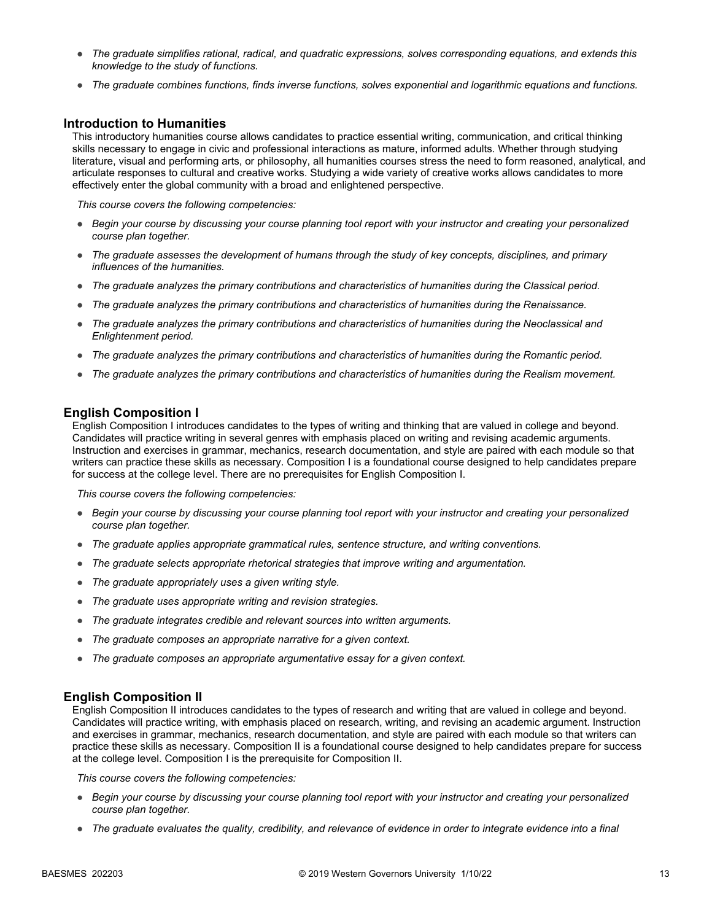- *The graduate simplifies rational, radical, and quadratic expressions, solves corresponding equations, and extends this knowledge to the study of functions.*
- *The graduate combines functions, finds inverse functions, solves exponential and logarithmic equations and functions.*

## Introduction to Humanities

This introductory humanities course allows candidates to practice essential writing, communication, and critical thinking skills necessary to engage in civic and professional interactions as mature, informed adults. Whether through studying literature, visual and performing arts, or philosophy, all humanities courses stress the need to form reasoned, analytical, and articulate responses to cultural and creative works. Studying a wide variety of creative works allows candidates to more effectively enter the global community with a broad and enlightened perspective.

*This course covers the following competencies:*

- *Begin your course by discussing your course planning tool report with your instructor and creating your personalized course plan together.*
- *The graduate assesses the development of humans through the study of key concepts, disciplines, and primary influences of the humanities.*
- *The graduate analyzes the primary contributions and characteristics of humanities during the Classical period.*
- *The graduate analyzes the primary contributions and characteristics of humanities during the Renaissance.*
- *The graduate analyzes the primary contributions and characteristics of humanities during the Neoclassical and Enlightenment period.*
- *The graduate analyzes the primary contributions and characteristics of humanities during the Romantic period.*
- *The graduate analyzes the primary contributions and characteristics of humanities during the Realism movement.*

## English Composition I

English Composition I introduces candidates to the types of writing and thinking that are valued in college and beyond. Candidates will practice writing in several genres with emphasis placed on writing and revising academic arguments. Instruction and exercises in grammar, mechanics, research documentation, and style are paired with each module so that writers can practice these skills as necessary. Composition I is a foundational course designed to help candidates prepare for success at the college level. There are no prerequisites for English Composition I.

*This course covers the following competencies:*

- *Begin your course by discussing your course planning tool report with your instructor and creating your personalized course plan together.*
- *The graduate applies appropriate grammatical rules, sentence structure, and writing conventions.*
- *The graduate selects appropriate rhetorical strategies that improve writing and argumentation.*
- *The graduate appropriately uses a given writing style.*
- *The graduate uses appropriate writing and revision strategies.*
- *The graduate integrates credible and relevant sources into written arguments.*
- *The graduate composes an appropriate narrative for a given context.*
- *The graduate composes an appropriate argumentative essay for a given context.*

## English Composition II

English Composition II introduces candidates to the types of research and writing that are valued in college and beyond. Candidates will practice writing, with emphasis placed on research, writing, and revising an academic argument. Instruction and exercises in grammar, mechanics, research documentation, and style are paired with each module so that writers can practice these skills as necessary. Composition II is a foundational course designed to help candidates prepare for success at the college level. Composition I is the prerequisite for Composition II.

*This course covers the following competencies:*

- *Begin your course by discussing your course planning tool report with your instructor and creating your personalized course plan together.*
- *The graduate evaluates the quality, credibility, and relevance of evidence in order to integrate evidence into a final*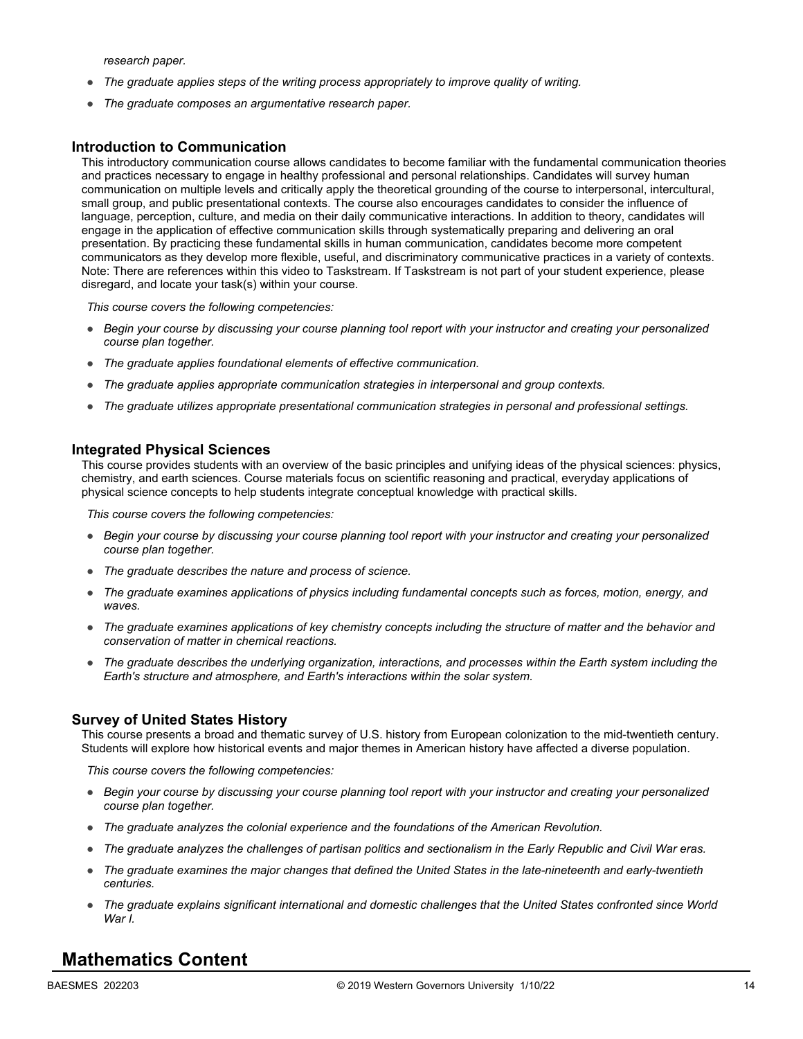*research paper.*

- *The graduate applies steps of the writing process appropriately to improve quality of writing.*
- *The graduate composes an argumentative research paper.*

### Introduction to Communication

This introductory communication course allows candidates to become familiar with the fundamental communication theories and practices necessary to engage in healthy professional and personal relationships. Candidates will survey human communication on multiple levels and critically apply the theoretical grounding of the course to interpersonal, intercultural, small group, and public presentational contexts. The course also encourages candidates to consider the influence of language, perception, culture, and media on their daily communicative interactions. In addition to theory, candidates will engage in the application of effective communication skills through systematically preparing and delivering an oral presentation. By practicing these fundamental skills in human communication, candidates become more competent communicators as they develop more flexible, useful, and discriminatory communicative practices in a variety of contexts. Note: There are references within this video to Taskstream. If Taskstream is not part of your student experience, please disregard, and locate your task(s) within your course.

*This course covers the following competencies:*

- *Begin your course by discussing your course planning tool report with your instructor and creating your personalized course plan together.*
- *The graduate applies foundational elements of effective communication.*
- *The graduate applies appropriate communication strategies in interpersonal and group contexts.*
- *The graduate utilizes appropriate presentational communication strategies in personal and professional settings.*

### Integrated Physical Sciences

This course provides students with an overview of the basic principles and unifying ideas of the physical sciences: physics, chemistry, and earth sciences. Course materials focus on scientific reasoning and practical, everyday applications of physical science concepts to help students integrate conceptual knowledge with practical skills.

*This course covers the following competencies:*

- *Begin your course by discussing your course planning tool report with your instructor and creating your personalized course plan together.*
- *The graduate describes the nature and process of science.*
- *The graduate examines applications of physics including fundamental concepts such as forces, motion, energy, and waves.*
- *The graduate examines applications of key chemistry concepts including the structure of matter and the behavior and conservation of matter in chemical reactions.*
- *The graduate describes the underlying organization, interactions, and processes within the Earth system including the Earth's structure and atmosphere, and Earth's interactions within the solar system.*

### Survey of United States History

This course presents a broad and thematic survey of U.S. history from European colonization to the mid-twentieth century. Students will explore how historical events and major themes in American history have affected a diverse population.

*This course covers the following competencies:*

- *Begin your course by discussing your course planning tool report with your instructor and creating your personalized course plan together.*
- *The graduate analyzes the colonial experience and the foundations of the American Revolution.*
- *The graduate analyzes the challenges of partisan politics and sectionalism in the Early Republic and Civil War eras.*
- *The graduate examines the major changes that defined the United States in the late-nineteenth and early-twentieth centuries.*
- *The graduate explains significant international and domestic challenges that the United States confronted since World War I.*

## Mathematics Content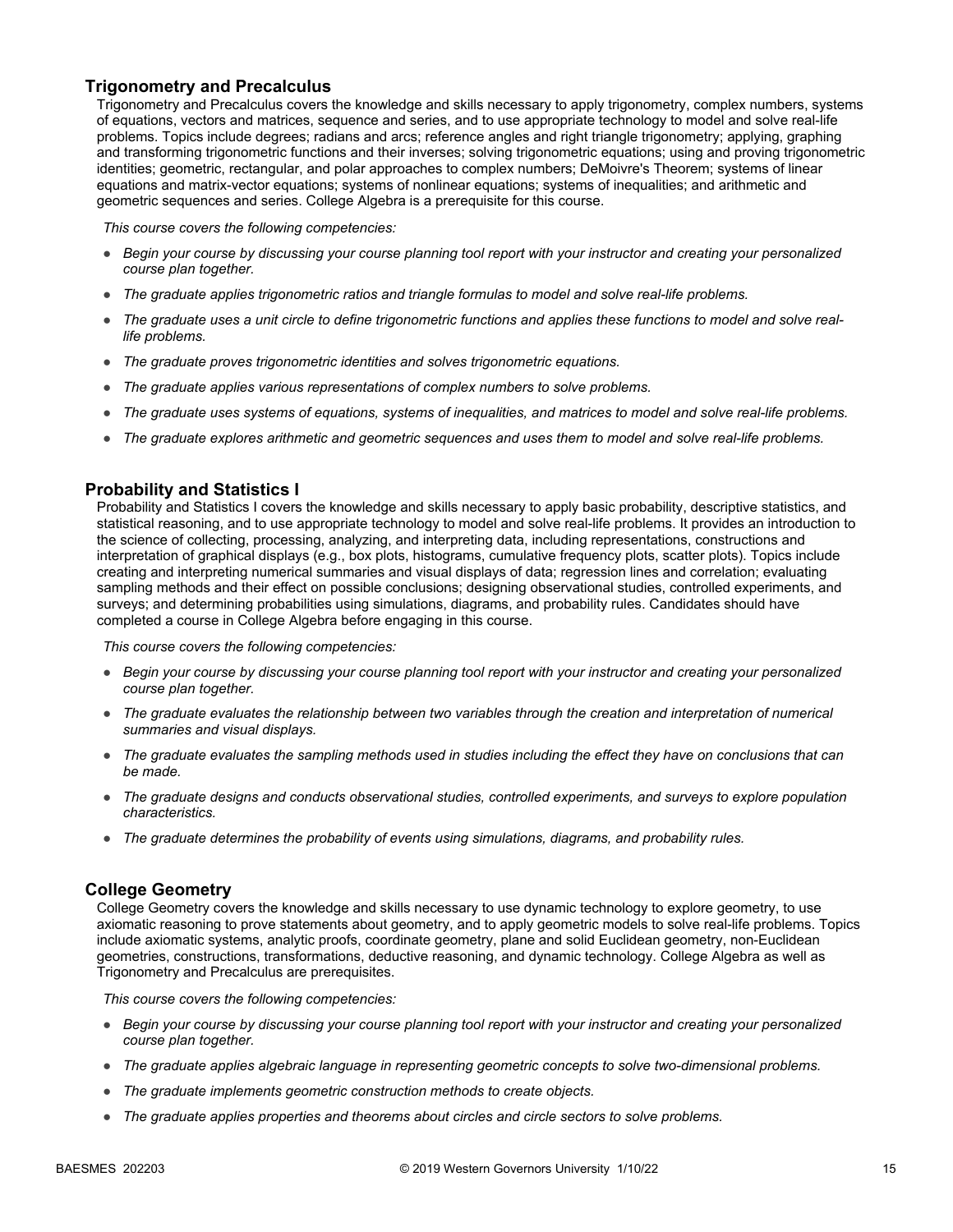## Trigonometry and Precalculus

Trigonometry and Precalculus covers the knowledge and skills necessary to apply trigonometry, complex numbers, systems of equations, vectors and matrices, sequence and series, and to use appropriate technology to model and solve real-life problems. Topics include degrees; radians and arcs; reference angles and right triangle trigonometry; applying, graphing and transforming trigonometric functions and their inverses; solving trigonometric equations; using and proving trigonometric identities; geometric, rectangular, and polar approaches to complex numbers; DeMoivre's Theorem; systems of linear equations and matrix-vector equations; systems of nonlinear equations; systems of inequalities; and arithmetic and geometric sequences and series. College Algebra is a prerequisite for this course.

*This course covers the following competencies:*

- *Begin your course by discussing your course planning tool report with your instructor and creating your personalized course plan together.*
- *The graduate applies trigonometric ratios and triangle formulas to model and solve real-life problems.*
- *The graduate uses a unit circle to define trigonometric functions and applies these functions to model and solve real-life problems.*
- *The graduate proves trigonometric identities and solves trigonometric equations.*
- *The graduate applies various representations of complex numbers to solve problems.*
- *The graduate uses systems of equations, systems of inequalities, and matrices to model and solve real-life problems.*
- *The graduate explores arithmetic and geometric sequences and uses them to model and solve real-life problems.*

## Probability and Statistics I

Probability and Statistics I covers the knowledge and skills necessary to apply basic probability, descriptive statistics, and statistical reasoning, and to use appropriate technology to model and solve real-life problems. It provides an introduction to the science of collecting, processing, analyzing, and interpreting data, including representations, constructions and interpretation of graphical displays (e.g., box plots, histograms, cumulative frequency plots, scatter plots). Topics include creating and interpreting numerical summaries and visual displays of data; regression lines and correlation; evaluating sampling methods and their effect on possible conclusions; designing observational studies, controlled experiments, and surveys; and determining probabilities using simulations, diagrams, and probability rules. Candidates should have completed a course in College Algebra before engaging in this course.

*This course covers the following competencies:*

- *Begin your course by discussing your course planning tool report with your instructor and creating your personalized course plan together.*
- *The graduate evaluates the relationship between two variables through the creation and interpretation of numerical summaries and visual displays.*
- *The graduate evaluates the sampling methods used in studies including the effect they have on conclusions that can be made.*
- *The graduate designs and conducts observational studies, controlled experiments, and surveys to explore population characteristics.*
- *The graduate determines the probability of events using simulations, diagrams, and probability rules.*

## College Geometry

College Geometry covers the knowledge and skills necessary to use dynamic technology to explore geometry, to use axiomatic reasoning to prove statements about geometry, and to apply geometric models to solve real-life problems. Topics include axiomatic systems, analytic proofs, coordinate geometry, plane and solid Euclidean geometry, non-Euclidean geometries, constructions, transformations, deductive reasoning, and dynamic technology. College Algebra as well as Trigonometry and Precalculus are prerequisites.

*This course covers the following competencies:*

- *Begin your course by discussing your course planning tool report with your instructor and creating your personalized course plan together.*
- *The graduate applies algebraic language in representing geometric concepts to solve two-dimensional problems.*
- *The graduate implements geometric construction methods to create objects.*
- *The graduate applies properties and theorems about circles and circle sectors to solve problems.*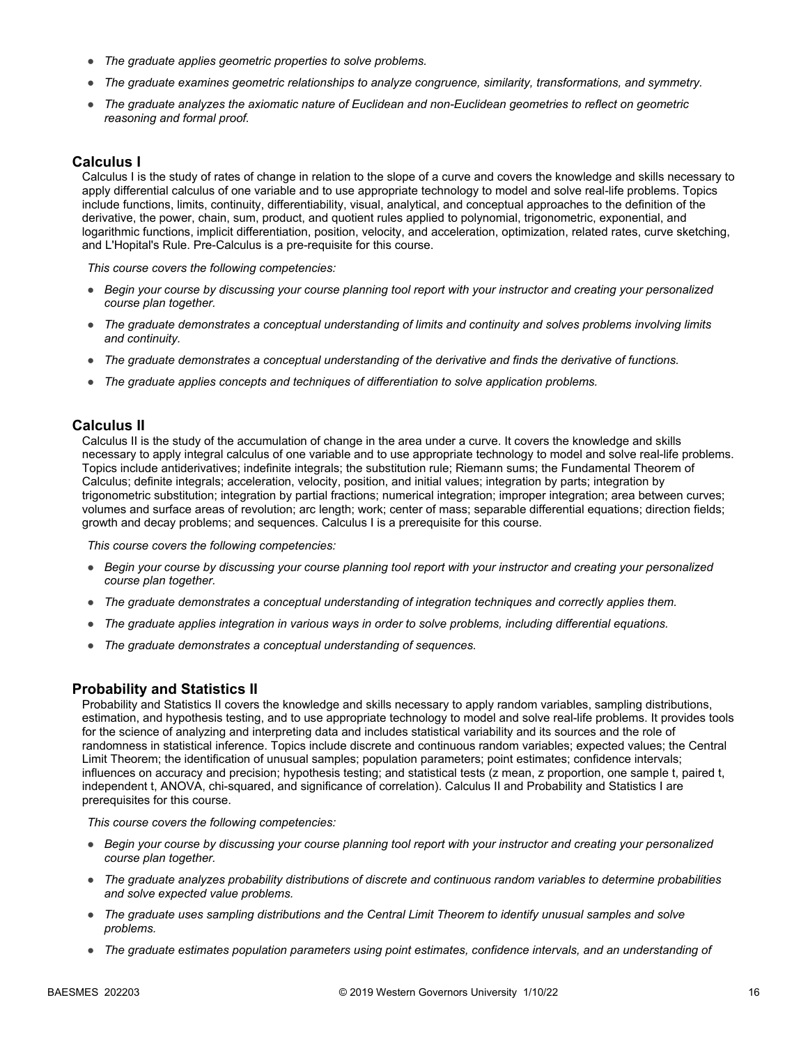- *The graduate applies geometric properties to solve problems.*
- *The graduate examines geometric relationships to analyze congruence, similarity, transformations, and symmetry.*
- *The graduate analyzes the axiomatic nature of Euclidean and non-Euclidean geometries to reflect on geometric reasoning and formal proof.*

### Calculus I

Calculus I is the study of rates of change in relation to the slope of a curve and covers the knowledge and skills necessary to apply differential calculus of one variable and to use appropriate technology to model and solve real-life problems. Topics include functions, limits, continuity, differentiability, visual, analytical, and conceptual approaches to the definition of the derivative, the power, chain, sum, product, and quotient rules applied to polynomial, trigonometric, exponential, and logarithmic functions, implicit differentiation, position, velocity, and acceleration, optimization, related rates, curve sketching, and L'Hopital's Rule. Pre-Calculus is a pre-requisite for this course.

*This course covers the following competencies:*

- *Begin your course by discussing your course planning tool report with your instructor and creating your personalized course plan together.*
- *The graduate demonstrates a conceptual understanding of limits and continuity and solves problems involving limits and continuity.*
- *The graduate demonstrates a conceptual understanding of the derivative and finds the derivative of functions.*
- *The graduate applies concepts and techniques of differentiation to solve application problems.*

### Calculus II

Calculus II is the study of the accumulation of change in the area under a curve. It covers the knowledge and skills necessary to apply integral calculus of one variable and to use appropriate technology to model and solve real-life problems. Topics include antiderivatives; indefinite integrals; the substitution rule; Riemann sums; the Fundamental Theorem of Calculus; definite integrals; acceleration, velocity, position, and initial values; integration by parts; integration by trigonometric substitution; integration by partial fractions; numerical integration; improper integration; area between curves; volumes and surface areas of revolution; arc length; work; center of mass; separable differential equations; direction fields; growth and decay problems; and sequences. Calculus I is a prerequisite for this course.

*This course covers the following competencies:*

- *Begin your course by discussing your course planning tool report with your instructor and creating your personalized course plan together.*
- *The graduate demonstrates a conceptual understanding of integration techniques and correctly applies them.*
- *The graduate applies integration in various ways in order to solve problems, including differential equations.*
- *The graduate demonstrates a conceptual understanding of sequences.*

### Probability and Statistics II

Probability and Statistics II covers the knowledge and skills necessary to apply random variables, sampling distributions, estimation, and hypothesis testing, and to use appropriate technology to model and solve real-life problems. It provides tools for the science of analyzing and interpreting data and includes statistical variability and its sources and the role of randomness in statistical inference. Topics include discrete and continuous random variables; expected values; the Central Limit Theorem; the identification of unusual samples; population parameters; point estimates; confidence intervals; influences on accuracy and precision; hypothesis testing; and statistical tests (z mean, z proportion, one sample t, paired t, independent t, ANOVA, chi-squared, and significance of correlation). Calculus II and Probability and Statistics I are prerequisites for this course.

*This course covers the following competencies:*

- *Begin your course by discussing your course planning tool report with your instructor and creating your personalized course plan together.*
- *The graduate analyzes probability distributions of discrete and continuous random variables to determine probabilities and solve expected value problems.*
- *The graduate uses sampling distributions and the Central Limit Theorem to identify unusual samples and solve problems.*
- *The graduate estimates population parameters using point estimates, confidence intervals, and an understanding of*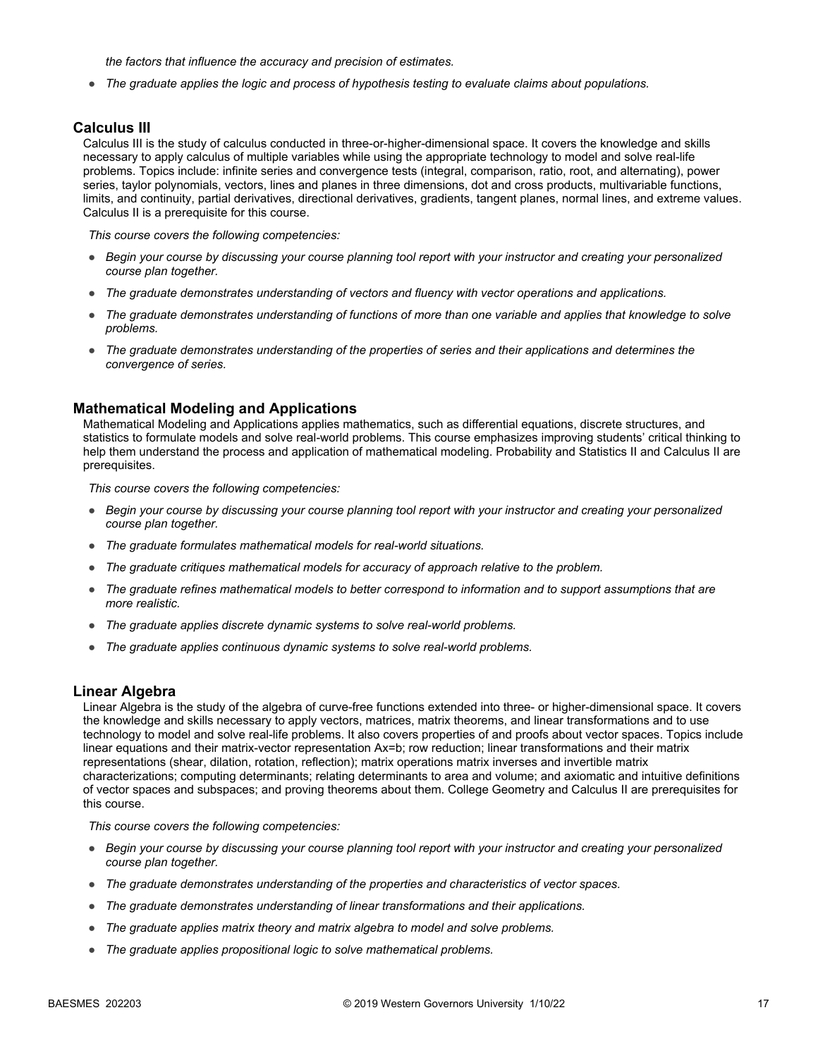*the factors that influence the accuracy and precision of estimates.*

- *The graduate applies the logic and process of hypothesis testing to evaluate claims about populations.*

## Calculus III

Calculus III is the study of calculus conducted in three-or-higher-dimensional space. It covers the knowledge and skills necessary to apply calculus of multiple variables while using the appropriate technology to model and solve real-life problems. Topics include: infinite series and convergence tests (integral, comparison, ratio, root, and alternating), power series, taylor polynomials, vectors, lines and planes in three dimensions, dot and cross products, multivariable functions, limits, and continuity, partial derivatives, directional derivatives, gradients, tangent planes, normal lines, and extreme values. Calculus II is a prerequisite for this course.

*This course covers the following competencies:*

- *Begin your course by discussing your course planning tool report with your instructor and creating your personalized course plan together.*
- *The graduate demonstrates understanding of vectors and fluency with vector operations and applications.*
- *The graduate demonstrates understanding of functions of more than one variable and applies that knowledge to solve problems.*
- *The graduate demonstrates understanding of the properties of series and their applications and determines the convergence of series.*

## Mathematical Modeling and Applications

Mathematical Modeling and Applications applies mathematics, such as differential equations, discrete structures, and statistics to formulate models and solve real-world problems. This course emphasizes improving students' critical thinking to help them understand the process and application of mathematical modeling. Probability and Statistics II and Calculus II are prerequisites.

*This course covers the following competencies:*

- *Begin your course by discussing your course planning tool report with your instructor and creating your personalized course plan together.*
- *The graduate formulates mathematical models for real-world situations.*
- *The graduate critiques mathematical models for accuracy of approach relative to the problem.*
- *The graduate refines mathematical models to better correspond to information and to support assumptions that are more realistic.*
- *The graduate applies discrete dynamic systems to solve real-world problems.*
- *The graduate applies continuous dynamic systems to solve real-world problems.*

## Linear Algebra

Linear Algebra is the study of the algebra of curve-free functions extended into three- or higher-dimensional space. It covers the knowledge and skills necessary to apply vectors, matrices, matrix theorems, and linear transformations and to use technology to model and solve real-life problems. It also covers properties of and proofs about vector spaces. Topics include linear equations and their matrix-vector representation $Ax=b$; row reduction; linear transformations and their matrix representations (shear, dilation, rotation, reflection); matrix operations matrix inverses and invertible matrix characterizations; computing determinants; relating determinants to area and volume; and axiomatic and intuitive definitions of vector spaces and subspaces; and proving theorems about them. College Geometry and Calculus II are prerequisites for this course.

*This course covers the following competencies:*

- *Begin your course by discussing your course planning tool report with your instructor and creating your personalized course plan together.*
- *The graduate demonstrates understanding of the properties and characteristics of vector spaces.*
- *The graduate demonstrates understanding of linear transformations and their applications.*
- *The graduate applies matrix theory and matrix algebra to model and solve problems.*
- *The graduate applies propositional logic to solve mathematical problems.*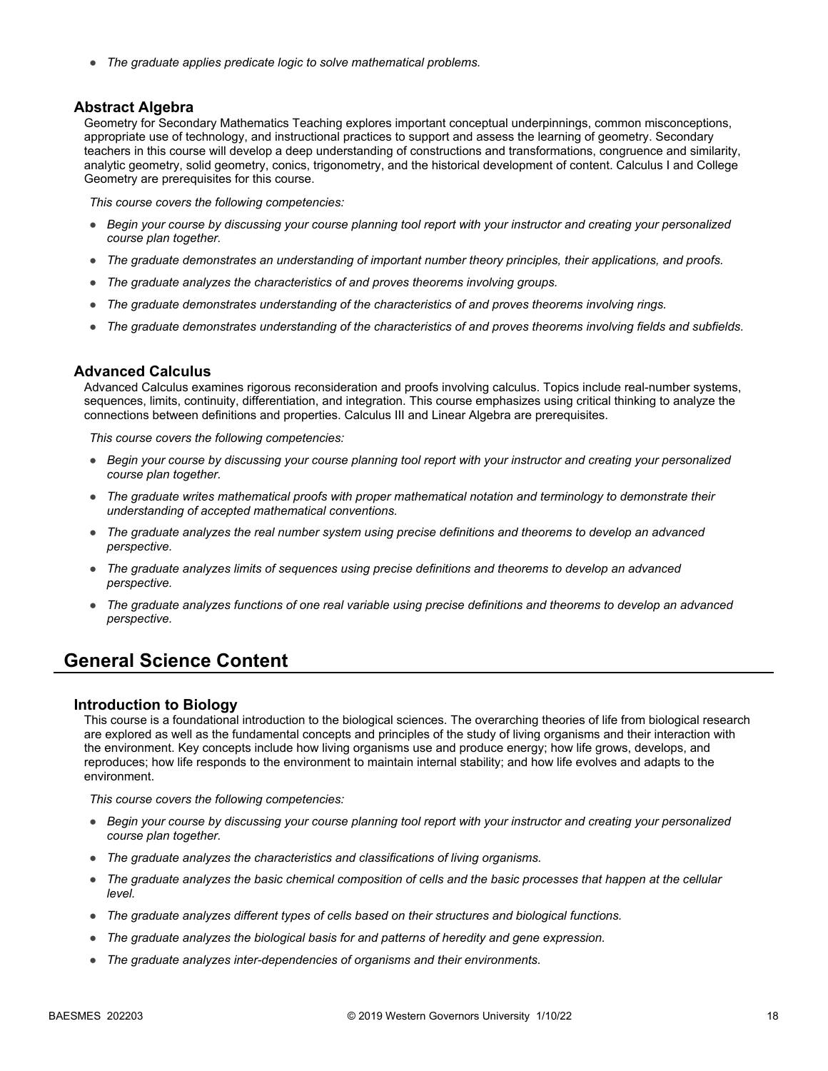- *The graduate applies predicate logic to solve mathematical problems.*

### Abstract Algebra

Geometry for Secondary Mathematics Teaching explores important conceptual underpinnings, common misconceptions, appropriate use of technology, and instructional practices to support and assess the learning of geometry. Secondary teachers in this course will develop a deep understanding of constructions and transformations, congruence and similarity, analytic geometry, solid geometry, conics, trigonometry, and the historical development of content. Calculus I and College Geometry are prerequisites for this course.

*This course covers the following competencies:*

- *Begin your course by discussing your course planning tool report with your instructor and creating your personalized course plan together.*
- *The graduate demonstrates an understanding of important number theory principles, their applications, and proofs.*
- *The graduate analyzes the characteristics of and proves theorems involving groups.*
- *The graduate demonstrates understanding of the characteristics of and proves theorems involving rings.*
- *The graduate demonstrates understanding of the characteristics of and proves theorems involving fields and subfields.*

### Advanced Calculus

Advanced Calculus examines rigorous reconsideration and proofs involving calculus. Topics include real-number systems, sequences, limits, continuity, differentiation, and integration. This course emphasizes using critical thinking to analyze the connections between definitions and properties. Calculus III and Linear Algebra are prerequisites.

*This course covers the following competencies:*

- *Begin your course by discussing your course planning tool report with your instructor and creating your personalized course plan together.*
- *The graduate writes mathematical proofs with proper mathematical notation and terminology to demonstrate their understanding of accepted mathematical conventions.*
- *The graduate analyzes the real number system using precise definitions and theorems to develop an advanced perspective.*
- *The graduate analyzes limits of sequences using precise definitions and theorems to develop an advanced perspective.*
- *The graduate analyzes functions of one real variable using precise definitions and theorems to develop an advanced perspective.*

## General Science Content

### Introduction to Biology

This course is a foundational introduction to the biological sciences. The overarching theories of life from biological research are explored as well as the fundamental concepts and principles of the study of living organisms and their interaction with the environment. Key concepts include how living organisms use and produce energy; how life grows, develops, and reproduces; how life responds to the environment to maintain internal stability; and how life evolves and adapts to the environment.

*This course covers the following competencies:*

- *Begin your course by discussing your course planning tool report with your instructor and creating your personalized course plan together.*
- *The graduate analyzes the characteristics and classifications of living organisms.*
- *The graduate analyzes the basic chemical composition of cells and the basic processes that happen at the cellular level.*
- *The graduate analyzes different types of cells based on their structures and biological functions.*
- *The graduate analyzes the biological basis for and patterns of heredity and gene expression.*
- *The graduate analyzes inter-dependencies of organisms and their environments.*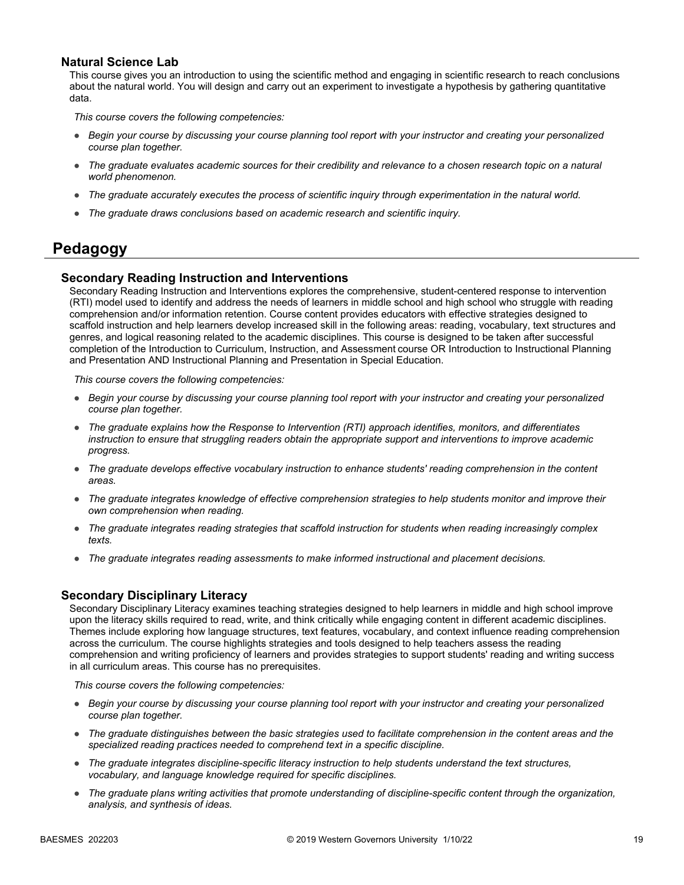### Natural Science Lab

This course gives you an introduction to using the scientific method and engaging in scientific research to reach conclusions about the natural world. You will design and carry out an experiment to investigate a hypothesis by gathering quantitative data.

*This course covers the following competencies:*

- *Begin your course by discussing your course planning tool report with your instructor and creating your personalized course plan together.*
- *The graduate evaluates academic sources for their credibility and relevance to a chosen research topic on a natural world phenomenon.*
- *The graduate accurately executes the process of scientific inquiry through experimentation in the natural world.*
- *The graduate draws conclusions based on academic research and scientific inquiry.*

## Pedagogy

### Secondary Reading Instruction and Interventions

Secondary Reading Instruction and Interventions explores the comprehensive, student-centered response to intervention (RTI) model used to identify and address the needs of learners in middle school and high school who struggle with reading comprehension and/or information retention. Course content provides educators with effective strategies designed to scaffold instruction and help learners develop increased skill in the following areas: reading, vocabulary, text structures and genres, and logical reasoning related to the academic disciplines. This course is designed to be taken after successful completion of the Introduction to Curriculum, Instruction, and Assessment course OR Introduction to Instructional Planning and Presentation AND Instructional Planning and Presentation in Special Education.

*This course covers the following competencies:*

- *Begin your course by discussing your course planning tool report with your instructor and creating your personalized course plan together.*
- *The graduate explains how the Response to Intervention (RTI) approach identifies, monitors, and differentiates instruction to ensure that struggling readers obtain the appropriate support and interventions to improve academic progress.*
- *The graduate develops effective vocabulary instruction to enhance students' reading comprehension in the content areas.*
- *The graduate integrates knowledge of effective comprehension strategies to help students monitor and improve their own comprehension when reading.*
- *The graduate integrates reading strategies that scaffold instruction for students when reading increasingly complex texts.*
- *The graduate integrates reading assessments to make informed instructional and placement decisions.*

### Secondary Disciplinary Literacy

Secondary Disciplinary Literacy examines teaching strategies designed to help learners in middle and high school improve upon the literacy skills required to read, write, and think critically while engaging content in different academic disciplines. Themes include exploring how language structures, text features, vocabulary, and context influence reading comprehension across the curriculum. The course highlights strategies and tools designed to help teachers assess the reading comprehension and writing proficiency of learners and provides strategies to support students' reading and writing success in all curriculum areas. This course has no prerequisites.

*This course covers the following competencies:*

- *Begin your course by discussing your course planning tool report with your instructor and creating your personalized course plan together.*
- *The graduate distinguishes between the basic strategies used to facilitate comprehension in the content areas and the specialized reading practices needed to comprehend text in a specific discipline.*
- *The graduate integrates discipline-specific literacy instruction to help students understand the text structures, vocabulary, and language knowledge required for specific disciplines.*
- *The graduate plans writing activities that promote understanding of discipline-specific content through the organization, analysis, and synthesis of ideas.*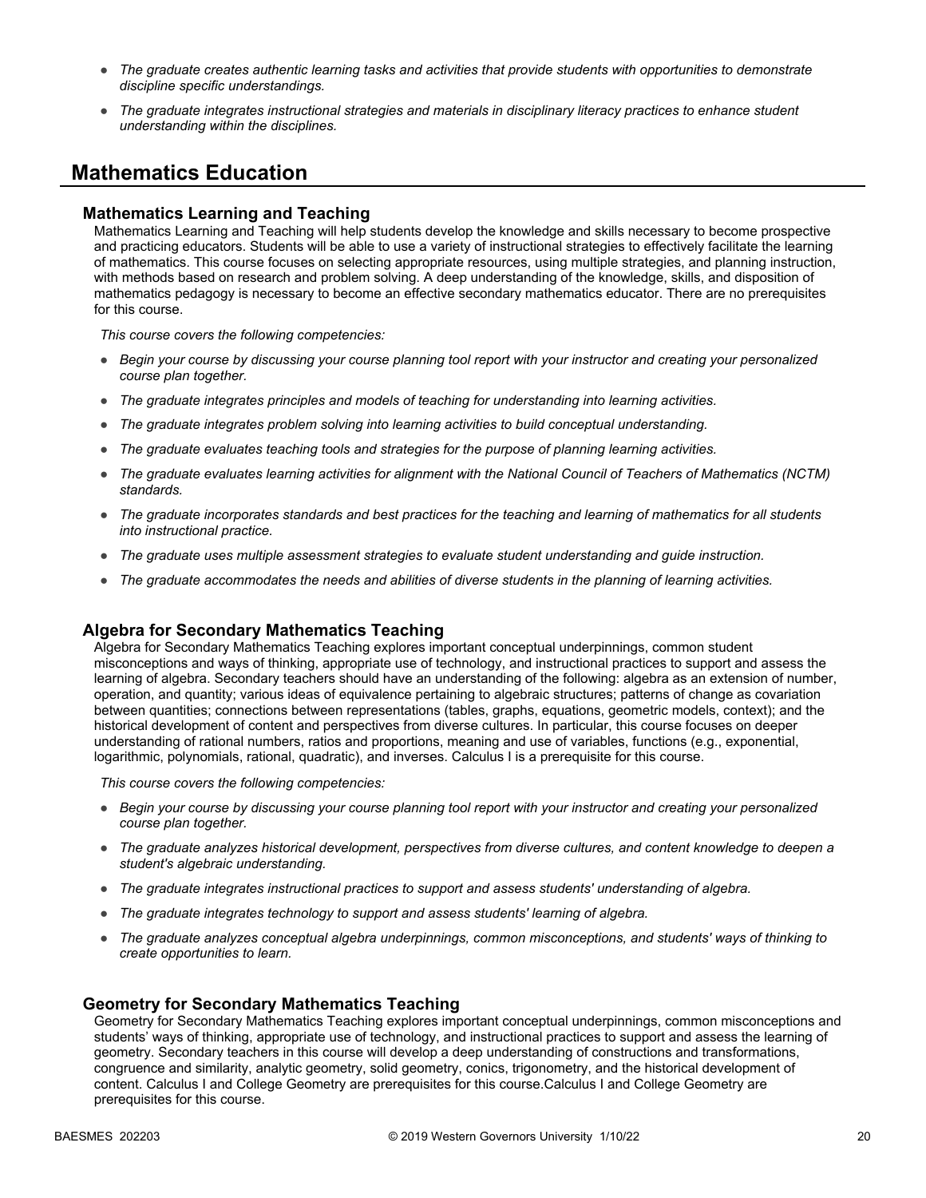- *The graduate creates authentic learning tasks and activities that provide students with opportunities to demonstrate discipline specific understandings.*
- *The graduate integrates instructional strategies and materials in disciplinary literacy practices to enhance student understanding within the disciplines.*

## Mathematics Education

### Mathematics Learning and Teaching

Mathematics Learning and Teaching will help students develop the knowledge and skills necessary to become prospective and practicing educators. Students will be able to use a variety of instructional strategies to effectively facilitate the learning of mathematics. This course focuses on selecting appropriate resources, using multiple strategies, and planning instruction, with methods based on research and problem solving. A deep understanding of the knowledge, skills, and disposition of mathematics pedagogy is necessary to become an effective secondary mathematics educator. There are no prerequisites for this course.

*This course covers the following competencies:*

- *Begin your course by discussing your course planning tool report with your instructor and creating your personalized course plan together.*
- *The graduate integrates principles and models of teaching for understanding into learning activities.*
- *The graduate integrates problem solving into learning activities to build conceptual understanding.*
- *The graduate evaluates teaching tools and strategies for the purpose of planning learning activities.*
- *The graduate evaluates learning activities for alignment with the National Council of Teachers of Mathematics (NCTM) standards.*
- *The graduate incorporates standards and best practices for the teaching and learning of mathematics for all students into instructional practice.*
- *The graduate uses multiple assessment strategies to evaluate student understanding and guide instruction.*
- *The graduate accommodates the needs and abilities of diverse students in the planning of learning activities.*

### Algebra for Secondary Mathematics Teaching

Algebra for Secondary Mathematics Teaching explores important conceptual underpinnings, common student misconceptions and ways of thinking, appropriate use of technology, and instructional practices to support and assess the learning of algebra. Secondary teachers should have an understanding of the following: algebra as an extension of number, operation, and quantity; various ideas of equivalence pertaining to algebraic structures; patterns of change as covariation between quantities; connections between representations (tables, graphs, equations, geometric models, context); and the historical development of content and perspectives from diverse cultures. In particular, this course focuses on deeper understanding of rational numbers, ratios and proportions, meaning and use of variables, functions (e.g., exponential, logarithmic, polynomials, rational, quadratic), and inverses. Calculus I is a prerequisite for this course.

*This course covers the following competencies:*

- *Begin your course by discussing your course planning tool report with your instructor and creating your personalized course plan together.*
- *The graduate analyzes historical development, perspectives from diverse cultures, and content knowledge to deepen a student's algebraic understanding.*
- *The graduate integrates instructional practices to support and assess students' understanding of algebra.*
- *The graduate integrates technology to support and assess students' learning of algebra.*
- *The graduate analyzes conceptual algebra underpinnings, common misconceptions, and students' ways of thinking to create opportunities to learn.*

### Geometry for Secondary Mathematics Teaching

Geometry for Secondary Mathematics Teaching explores important conceptual underpinnings, common misconceptions and students' ways of thinking, appropriate use of technology, and instructional practices to support and assess the learning of geometry. Secondary teachers in this course will develop a deep understanding of constructions and transformations, congruence and similarity, analytic geometry, solid geometry, conics, trigonometry, and the historical development of content. Calculus I and College Geometry are prerequisites for this course.Calculus I and College Geometry are prerequisites for this course.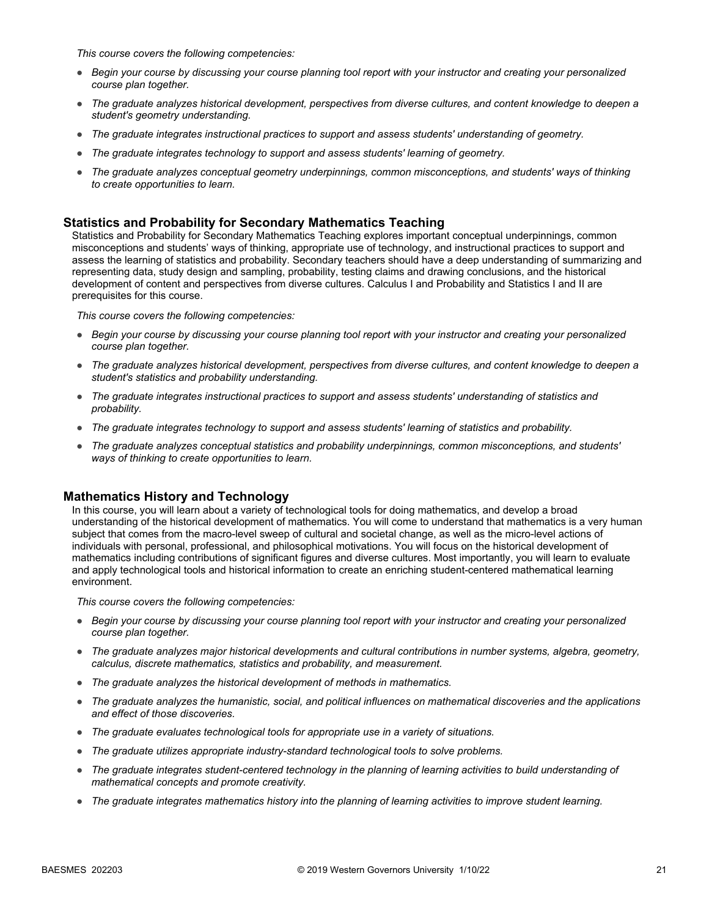*This course covers the following competencies:*

- *Begin your course by discussing your course planning tool report with your instructor and creating your personalized course plan together.*
- *The graduate analyzes historical development, perspectives from diverse cultures, and content knowledge to deepen a student's geometry understanding.*
- *The graduate integrates instructional practices to support and assess students' understanding of geometry.*
- *The graduate integrates technology to support and assess students' learning of geometry.*
- *The graduate analyzes conceptual geometry underpinnings, common misconceptions, and students' ways of thinking to create opportunities to learn.*

### Statistics and Probability for Secondary Mathematics Teaching

Statistics and Probability for Secondary Mathematics Teaching explores important conceptual underpinnings, common misconceptions and students' ways of thinking, appropriate use of technology, and instructional practices to support and assess the learning of statistics and probability. Secondary teachers should have a deep understanding of summarizing and representing data, study design and sampling, probability, testing claims and drawing conclusions, and the historical development of content and perspectives from diverse cultures. Calculus I and Probability and Statistics I and II are prerequisites for this course.

*This course covers the following competencies:*

- *Begin your course by discussing your course planning tool report with your instructor and creating your personalized course plan together.*
- *The graduate analyzes historical development, perspectives from diverse cultures, and content knowledge to deepen a student's statistics and probability understanding.*
- *The graduate integrates instructional practices to support and assess students' understanding of statistics and probability.*
- *The graduate integrates technology to support and assess students' learning of statistics and probability.*
- *The graduate analyzes conceptual statistics and probability underpinnings, common misconceptions, and students' ways of thinking to create opportunities to learn.*

### Mathematics History and Technology

In this course, you will learn about a variety of technological tools for doing mathematics, and develop a broad understanding of the historical development of mathematics. You will come to understand that mathematics is a very human subject that comes from the macro-level sweep of cultural and societal change, as well as the micro-level actions of individuals with personal, professional, and philosophical motivations. You will focus on the historical development of mathematics including contributions of significant figures and diverse cultures. Most importantly, you will learn to evaluate and apply technological tools and historical information to create an enriching student-centered mathematical learning environment.

*This course covers the following competencies:*

- *Begin your course by discussing your course planning tool report with your instructor and creating your personalized course plan together.*
- *The graduate analyzes major historical developments and cultural contributions in number systems, algebra, geometry, calculus, discrete mathematics, statistics and probability, and measurement.*
- *The graduate analyzes the historical development of methods in mathematics.*
- *The graduate analyzes the humanistic, social, and political influences on mathematical discoveries and the applications and effect of those discoveries.*
- *The graduate evaluates technological tools for appropriate use in a variety of situations.*
- *The graduate utilizes appropriate industry-standard technological tools to solve problems.*
- *The graduate integrates student-centered technology in the planning of learning activities to build understanding of mathematical concepts and promote creativity.*
- *The graduate integrates mathematics history into the planning of learning activities to improve student learning.*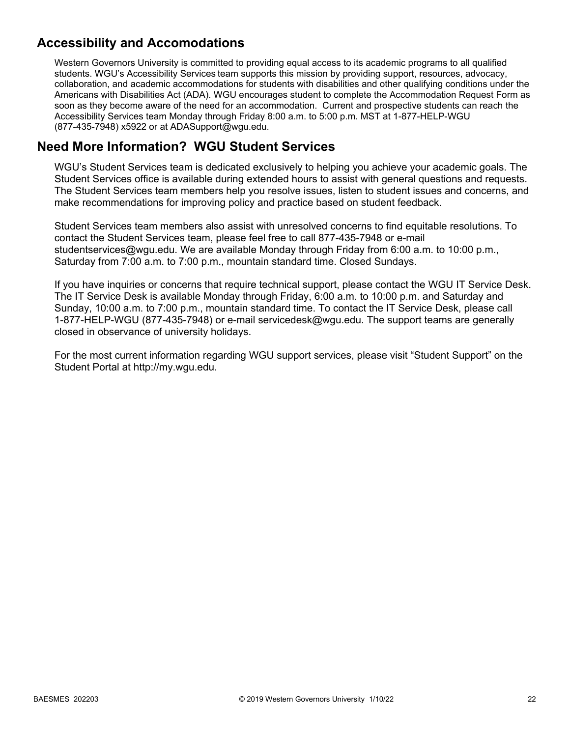## Accessibility and Accomodations

Western Governors University is committed to providing equal access to its academic programs to all qualified students. WGU's Accessibility Services team supports this mission by providing support, resources, advocacy, collaboration, and academic accommodations for students with disabilities and other qualifying conditions under the Americans with Disabilities Act (ADA). WGU encourages student to complete the Accommodation Request Form as soon as they become aware of the need for an accommodation. Current and prospective students can reach the Accessibility Services team Monday through Friday 8:00 a.m. to 5:00 p.m. MST at 1-877-HELP-WGU (877-435-7948) x5922 or at ADASupport@wgu.edu.

## Need More Information? WGU Student Services

WGU's Student Services team is dedicated exclusively to helping you achieve your academic goals. The Student Services office is available during extended hours to assist with general questions and requests. The Student Services team members help you resolve issues, listen to student issues and concerns, and make recommendations for improving policy and practice based on student feedback.

Student Services team members also assist with unresolved concerns to find equitable resolutions. To contact the Student Services team, please feel free to call 877-435-7948 or e-mail studentservices@wgu.edu. We are available Monday through Friday from 6:00 a.m. to 10:00 p.m., Saturday from 7:00 a.m. to 7:00 p.m., mountain standard time. Closed Sundays.

If you have inquiries or concerns that require technical support, please contact the WGU IT Service Desk. The IT Service Desk is available Monday through Friday, 6:00 a.m. to 10:00 p.m. and Saturday and Sunday, 10:00 a.m. to 7:00 p.m., mountain standard time. To contact the IT Service Desk, please call 1-877-HELP-WGU (877-435-7948) or e-mail servicedesk@wgu.edu. The support teams are generally closed in observance of university holidays.

For the most current information regarding WGU support services, please visit "Student Support" on the Student Portal at http://my.wgu.edu.